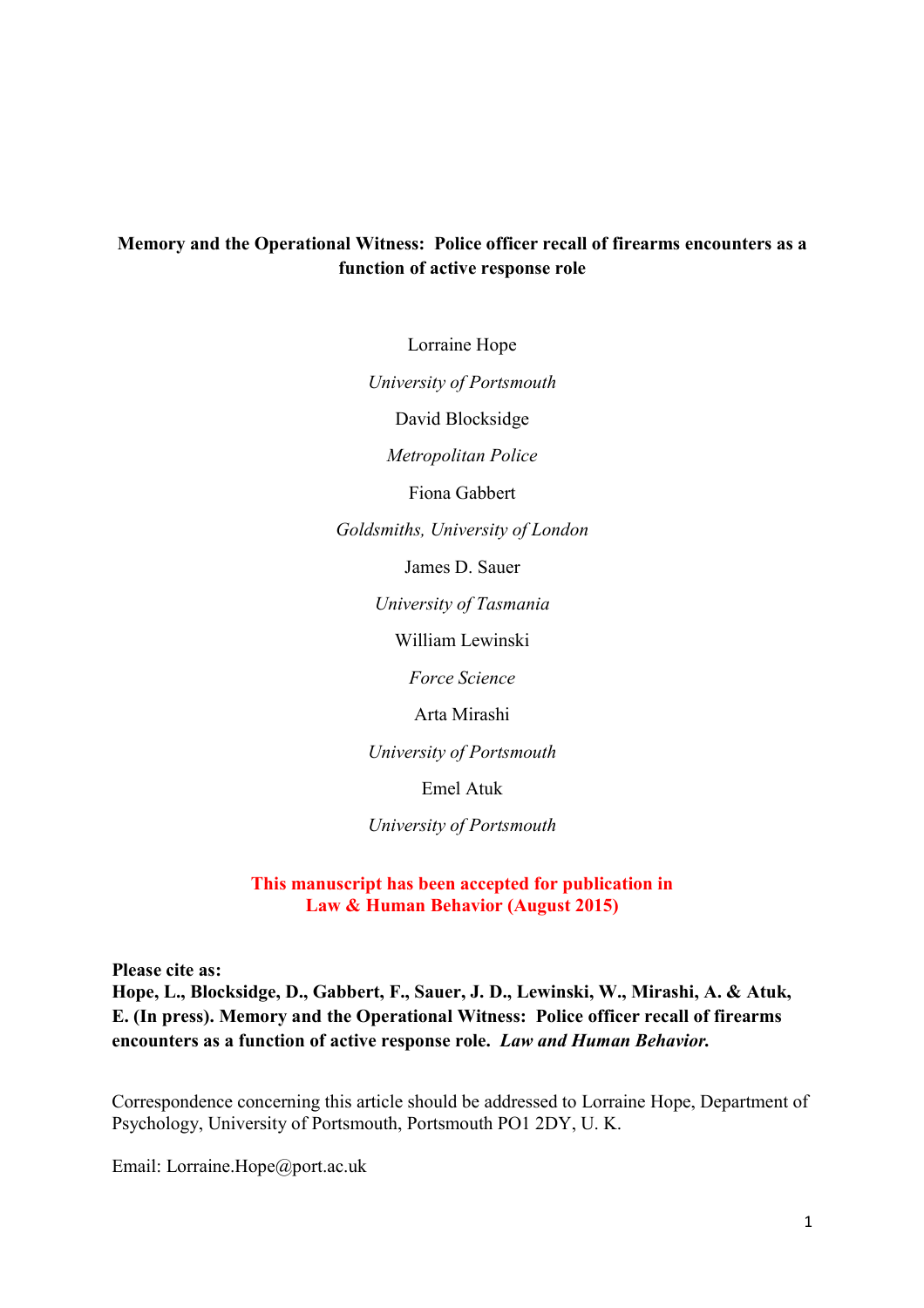# Memory and the Operational Witness: Police officer recall of firearms encounters as a function of active response role

Lorraine Hope

*University of Portsmouth*

David Blocksidge

*Metropolitan Police*

Fiona Gabbert

*Goldsmiths, University of London*

James D. Sauer

*University of Tasmania*

William Lewinski

*Force Science*

Arta Mirashi

*University of Portsmouth*

Emel Atuk

*University of Portsmouth*

**This manuscript has been accepted for publication in Law & Human Behavior (August 2015)**

**Please cite as:**
**Hope, L., Blocksidge, D., Gabbert, F., Sauer, J. D., Lewinski, W., Mirashi, A. & Atuk, E. (In press). Memory and the Operational Witness: Police officer recall of firearms encounters as a function of active response role. *Law and Human Behavior.***

Correspondence concerning this article should be addressed to Lorraine Hope, Department of Psychology, University of Portsmouth, Portsmouth PO1 2DY, U. K.

Email: Lorraine.Hope@port.ac.uk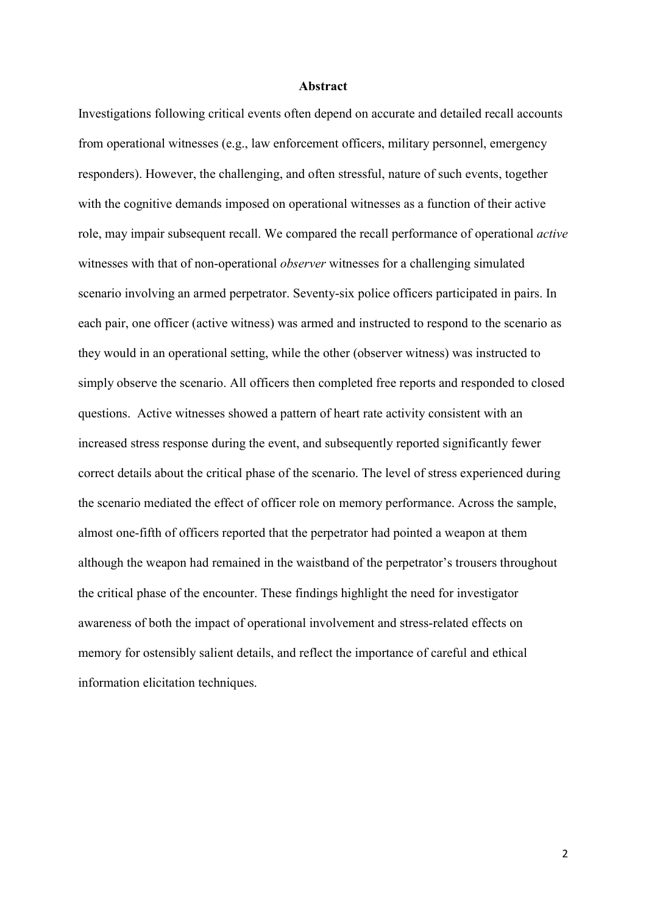# Abstract

Investigations following critical events often depend on accurate and detailed recall accounts from operational witnesses (e.g., law enforcement officers, military personnel, emergency responders). However, the challenging, and often stressful, nature of such events, together with the cognitive demands imposed on operational witnesses as a function of their active role, may impair subsequent recall. We compared the recall performance of operational *active* witnesses with that of non-operational *observer* witnesses for a challenging simulated scenario involving an armed perpetrator. Seventy-six police officers participated in pairs. In each pair, one officer (active witness) was armed and instructed to respond to the scenario as they would in an operational setting, while the other (observer witness) was instructed to simply observe the scenario. All officers then completed free reports and responded to closed questions. Active witnesses showed a pattern of heart rate activity consistent with an increased stress response during the event, and subsequently reported significantly fewer correct details about the critical phase of the scenario. The level of stress experienced during the scenario mediated the effect of officer role on memory performance. Across the sample, almost one-fifth of officers reported that the perpetrator had pointed a weapon at them although the weapon had remained in the waistband of the perpetrator's trousers throughout the critical phase of the encounter. These findings highlight the need for investigator awareness of both the impact of operational involvement and stress-related effects on memory for ostensibly salient details, and reflect the importance of careful and ethical information elicitation techniques.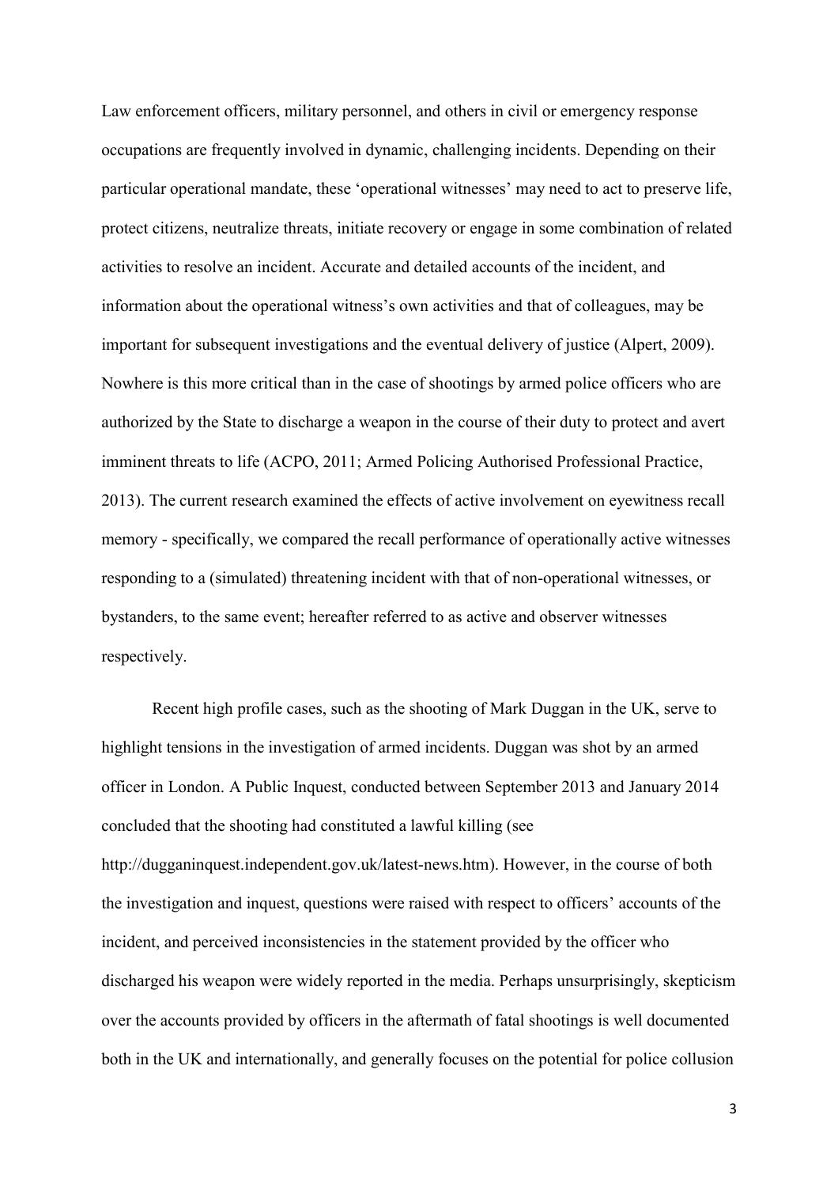Law enforcement officers, military personnel, and others in civil or emergency response occupations are frequently involved in dynamic, challenging incidents. Depending on their particular operational mandate, these 'operational witnesses' may need to act to preserve life, protect citizens, neutralize threats, initiate recovery or engage in some combination of related activities to resolve an incident. Accurate and detailed accounts of the incident, and information about the operational witness's own activities and that of colleagues, may be important for subsequent investigations and the eventual delivery of justice (Alpert, 2009). Nowhere is this more critical than in the case of shootings by armed police officers who are authorized by the State to discharge a weapon in the course of their duty to protect and avert imminent threats to life (ACPO, 2011; Armed Policing Authorised Professional Practice, 2013). The current research examined the effects of active involvement on eyewitness recall memory - specifically, we compared the recall performance of operationally active witnesses responding to a (simulated) threatening incident with that of non-operational witnesses, or bystanders, to the same event; hereafter referred to as active and observer witnesses respectively.

Recent high profile cases, such as the shooting of Mark Duggan in the UK, serve to highlight tensions in the investigation of armed incidents. Duggan was shot by an armed officer in London. A Public Inquest, conducted between September 2013 and January 2014 concluded that the shooting had constituted a lawful killing (see http://dugganinquest.independent.gov.uk/latest-news.htm). However, in the course of both the investigation and inquest, questions were raised with respect to officers' accounts of the incident, and perceived inconsistencies in the statement provided by the officer who discharged his weapon were widely reported in the media. Perhaps unsurprisingly, skepticism over the accounts provided by officers in the aftermath of fatal shootings is well documented both in the UK and internationally, and generally focuses on the potential for police collusion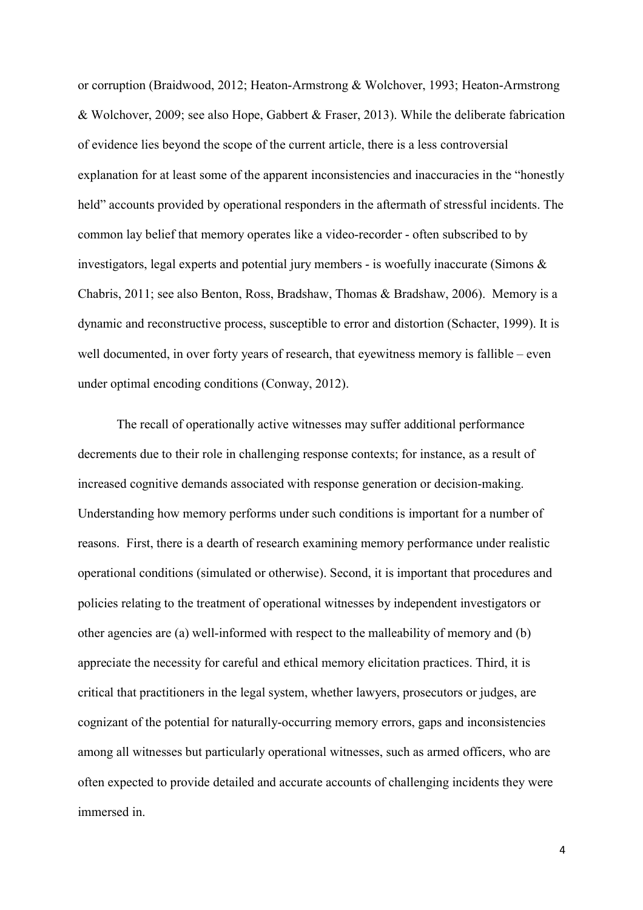or corruption (Braidwood, 2012; Heaton-Armstrong & Wolchover, 1993; Heaton-Armstrong & Wolchover, 2009; see also Hope, Gabbert & Fraser, 2013). While the deliberate fabrication of evidence lies beyond the scope of the current article, there is a less controversial explanation for at least some of the apparent inconsistencies and inaccuracies in the "honestly held" accounts provided by operational responders in the aftermath of stressful incidents. The common lay belief that memory operates like a video-recorder - often subscribed to by investigators, legal experts and potential jury members - is woefully inaccurate (Simons & Chabris, 2011; see also Benton, Ross, Bradshaw, Thomas & Bradshaw, 2006). Memory is a dynamic and reconstructive process, susceptible to error and distortion (Schacter, 1999). It is well documented, in over forty years of research, that eyewitness memory is fallible – even under optimal encoding conditions (Conway, 2012).

The recall of operationally active witnesses may suffer additional performance decrements due to their role in challenging response contexts; for instance, as a result of increased cognitive demands associated with response generation or decision-making. Understanding how memory performs under such conditions is important for a number of reasons. First, there is a dearth of research examining memory performance under realistic operational conditions (simulated or otherwise). Second, it is important that procedures and policies relating to the treatment of operational witnesses by independent investigators or other agencies are (a) well-informed with respect to the malleability of memory and (b) appreciate the necessity for careful and ethical memory elicitation practices. Third, it is critical that practitioners in the legal system, whether lawyers, prosecutors or judges, are cognizant of the potential for naturally-occurring memory errors, gaps and inconsistencies among all witnesses but particularly operational witnesses, such as armed officers, who are often expected to provide detailed and accurate accounts of challenging incidents they were immersed in.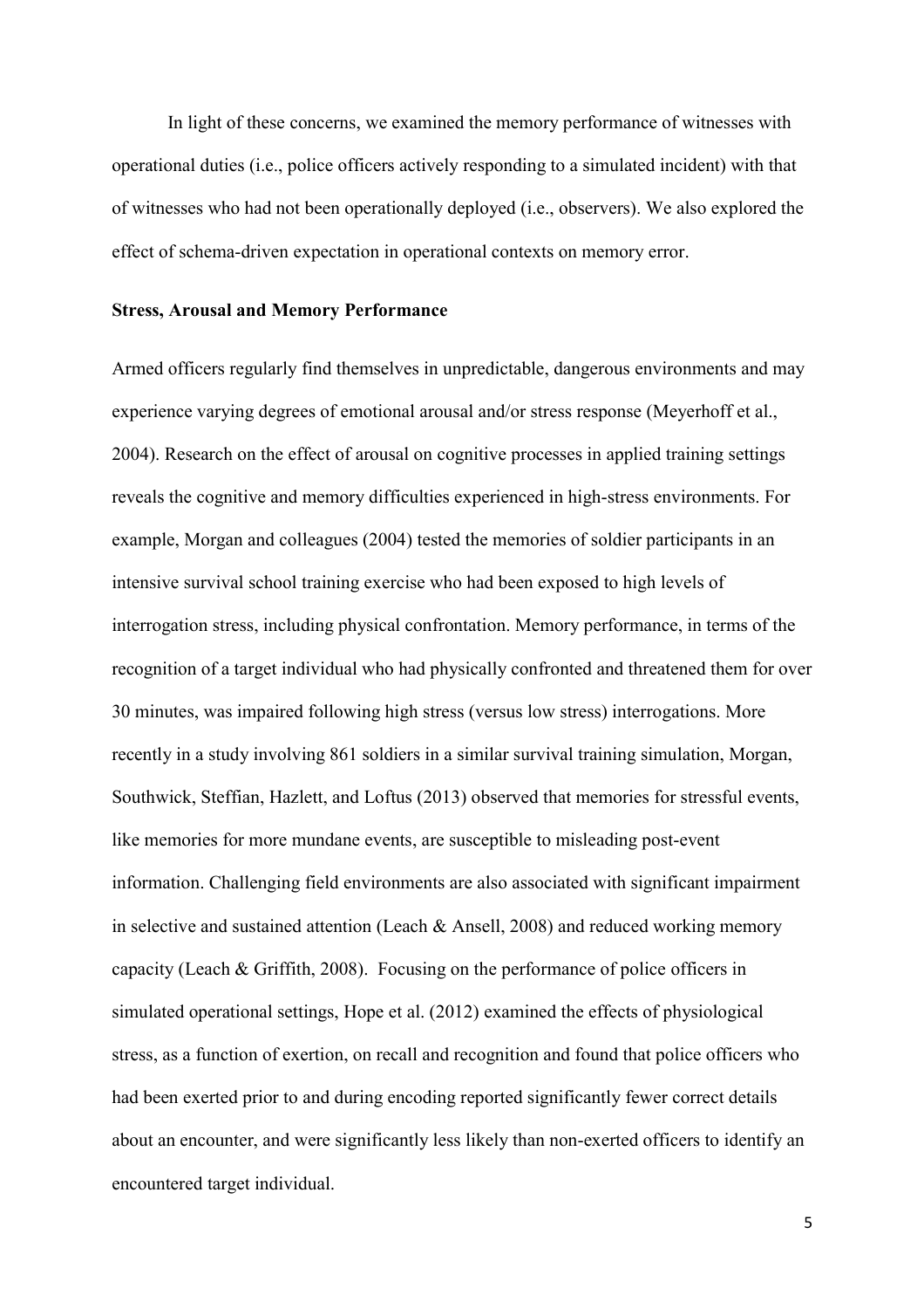In light of these concerns, we examined the memory performance of witnesses with operational duties (i.e., police officers actively responding to a simulated incident) with that of witnesses who had not been operationally deployed (i.e., observers). We also explored the effect of schema-driven expectation in operational contexts on memory error.

## Stress, Arousal and Memory Performance

Armed officers regularly find themselves in unpredictable, dangerous environments and may experience varying degrees of emotional arousal and/or stress response (Meyerhoff et al., 2004). Research on the effect of arousal on cognitive processes in applied training settings reveals the cognitive and memory difficulties experienced in high-stress environments. For example, Morgan and colleagues (2004) tested the memories of soldier participants in an intensive survival school training exercise who had been exposed to high levels of interrogation stress, including physical confrontation. Memory performance, in terms of the recognition of a target individual who had physically confronted and threatened them for over 30 minutes, was impaired following high stress (versus low stress) interrogations. More recently in a study involving 861 soldiers in a similar survival training simulation, Morgan, Southwick, Steffian, Hazlett, and Loftus (2013) observed that memories for stressful events, like memories for more mundane events, are susceptible to misleading post-event information. Challenging field environments are also associated with significant impairment in selective and sustained attention (Leach & Ansell, 2008) and reduced working memory capacity (Leach & Griffith, 2008). Focusing on the performance of police officers in simulated operational settings, Hope et al. (2012) examined the effects of physiological stress, as a function of exertion, on recall and recognition and found that police officers who had been exerted prior to and during encoding reported significantly fewer correct details about an encounter, and were significantly less likely than non-exerted officers to identify an encountered target individual.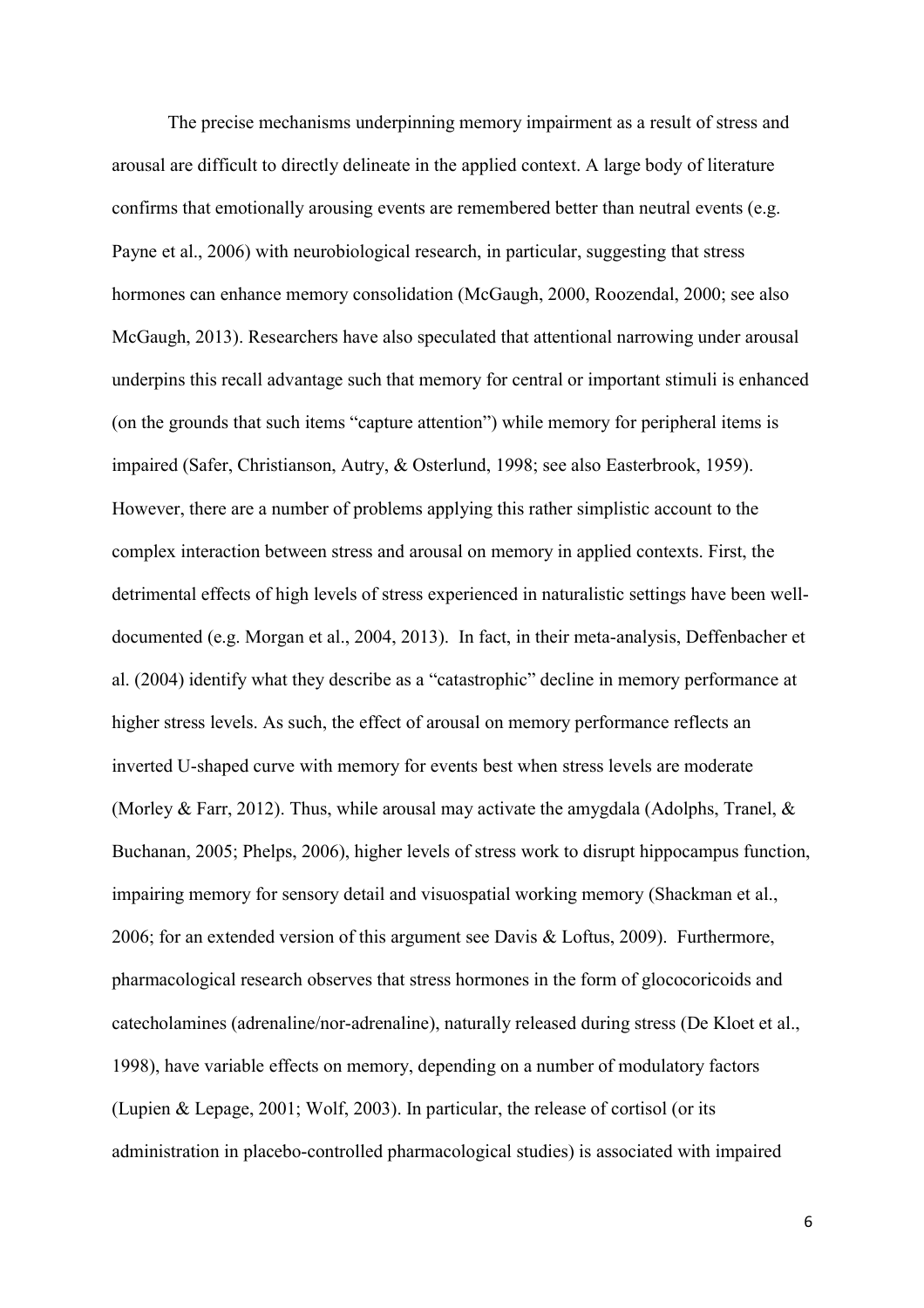The precise mechanisms underpinning memory impairment as a result of stress and arousal are difficult to directly delineate in the applied context. A large body of literature confirms that emotionally arousing events are remembered better than neutral events (e.g. Payne et al., 2006) with neurobiological research, in particular, suggesting that stress hormones can enhance memory consolidation (McGaugh, 2000, Roozendal, 2000; see also McGaugh, 2013). Researchers have also speculated that attentional narrowing under arousal underpins this recall advantage such that memory for central or important stimuli is enhanced (on the grounds that such items "capture attention") while memory for peripheral items is impaired (Safer, Christianson, Autry, & Osterlund, 1998; see also Easterbrook, 1959). However, there are a number of problems applying this rather simplistic account to the complex interaction between stress and arousal on memory in applied contexts. First, the detrimental effects of high levels of stress experienced in naturalistic settings have been well-documented (e.g. Morgan et al., 2004, 2013). In fact, in their meta-analysis, Deffenbacher et al. (2004) identify what they describe as a "catastrophic" decline in memory performance at higher stress levels. As such, the effect of arousal on memory performance reflects an inverted U-shaped curve with memory for events best when stress levels are moderate (Morley & Farr, 2012). Thus, while arousal may activate the amygdala (Adolphs, Tranel, & Buchanan, 2005; Phelps, 2006), higher levels of stress work to disrupt hippocampus function, impairing memory for sensory detail and visuospatial working memory (Shackman et al., 2006; for an extended version of this argument see Davis & Loftus, 2009). Furthermore, pharmacological research observes that stress hormones in the form of glococoricoids and catecholamines (adrenaline/nor-adrenaline), naturally released during stress (De Kloet et al., 1998), have variable effects on memory, depending on a number of modulatory factors (Lupien & Lepage, 2001; Wolf, 2003). In particular, the release of cortisol (or its administration in placebo-controlled pharmacological studies) is associated with impaired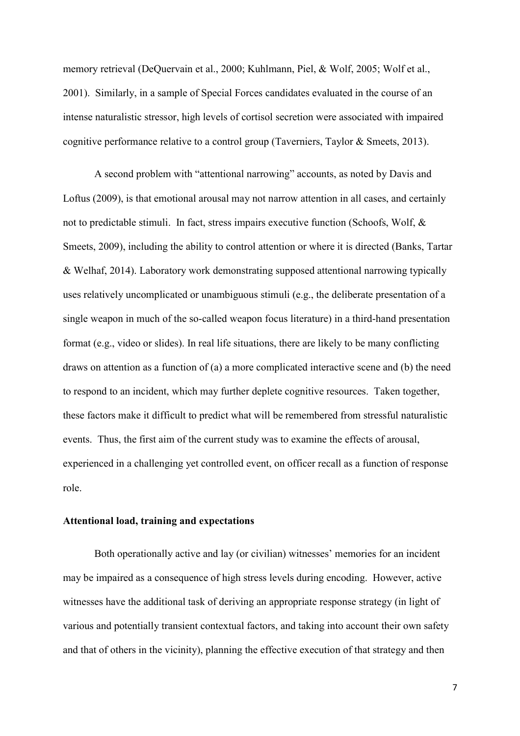memory retrieval (DeQuervain et al., 2000; Kuhlmann, Piel, & Wolf, 2005; Wolf et al., 2001). Similarly, in a sample of Special Forces candidates evaluated in the course of an intense naturalistic stressor, high levels of cortisol secretion were associated with impaired cognitive performance relative to a control group (Taverniers, Taylor & Smeets, 2013).

A second problem with "attentional narrowing" accounts, as noted by Davis and Loftus (2009), is that emotional arousal may not narrow attention in all cases, and certainly not to predictable stimuli. In fact, stress impairs executive function (Schoofs, Wolf, & Smeets, 2009), including the ability to control attention or where it is directed (Banks, Tartar & Welhaf, 2014). Laboratory work demonstrating supposed attentional narrowing typically uses relatively uncomplicated or unambiguous stimuli (e.g., the deliberate presentation of a single weapon in much of the so-called weapon focus literature) in a third-hand presentation format (e.g., video or slides). In real life situations, there are likely to be many conflicting draws on attention as a function of (a) a more complicated interactive scene and (b) the need to respond to an incident, which may further deplete cognitive resources. Taken together, these factors make it difficult to predict what will be remembered from stressful naturalistic events. Thus, the first aim of the current study was to examine the effects of arousal, experienced in a challenging yet controlled event, on officer recall as a function of response role.

**Attentional load, training and expectations**

Both operationally active and lay (or civilian) witnesses' memories for an incident may be impaired as a consequence of high stress levels during encoding. However, active witnesses have the additional task of deriving an appropriate response strategy (in light of various and potentially transient contextual factors, and taking into account their own safety and that of others in the vicinity), planning the effective execution of that strategy and then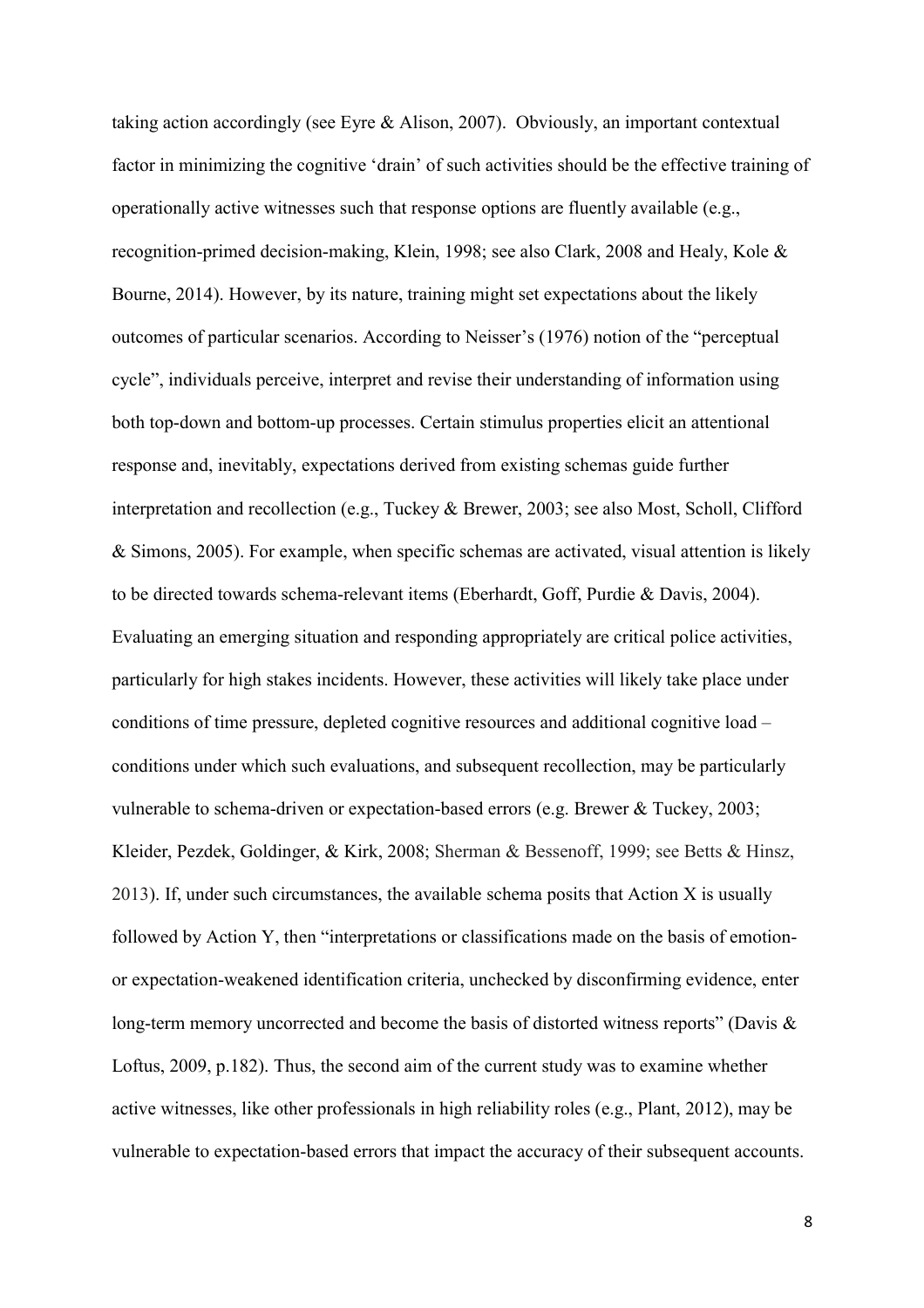taking action accordingly (see Eyre & Alison, 2007). Obviously, an important contextual factor in minimizing the cognitive 'drain' of such activities should be the effective training of operationally active witnesses such that response options are fluently available (e.g., recognition-primed decision-making, Klein, 1998; see also Clark, 2008 and Healy, Kole & Bourne, 2014). However, by its nature, training might set expectations about the likely outcomes of particular scenarios. According to Neisser's (1976) notion of the "perceptual cycle", individuals perceive, interpret and revise their understanding of information using both top-down and bottom-up processes. Certain stimulus properties elicit an attentional response and, inevitably, expectations derived from existing schemas guide further interpretation and recollection (e.g., Tuckey & Brewer, 2003; see also Most, Scholl, Clifford & Simons, 2005). For example, when specific schemas are activated, visual attention is likely to be directed towards schema-relevant items (Eberhardt, Goff, Purdie & Davis, 2004). Evaluating an emerging situation and responding appropriately are critical police activities, particularly for high stakes incidents. However, these activities will likely take place under conditions of time pressure, depleted cognitive resources and additional cognitive load – conditions under which such evaluations, and subsequent recollection, may be particularly vulnerable to schema-driven or expectation-based errors (e.g. Brewer & Tuckey, 2003; Kleider, Pezdek, Goldinger, & Kirk, 2008; Sherman & Bessenoff, 1999; see Betts & Hinsz, 2013). If, under such circumstances, the available schema posits that Action X is usually followed by Action Y, then "interpretations or classifications made on the basis of emotion- or expectation-weakened identification criteria, unchecked by disconfirming evidence, enter long-term memory uncorrected and become the basis of distorted witness reports" (Davis & Loftus, 2009, p.182). Thus, the second aim of the current study was to examine whether active witnesses, like other professionals in high reliability roles (e.g., Plant, 2012), may be vulnerable to expectation-based errors that impact the accuracy of their subsequent accounts.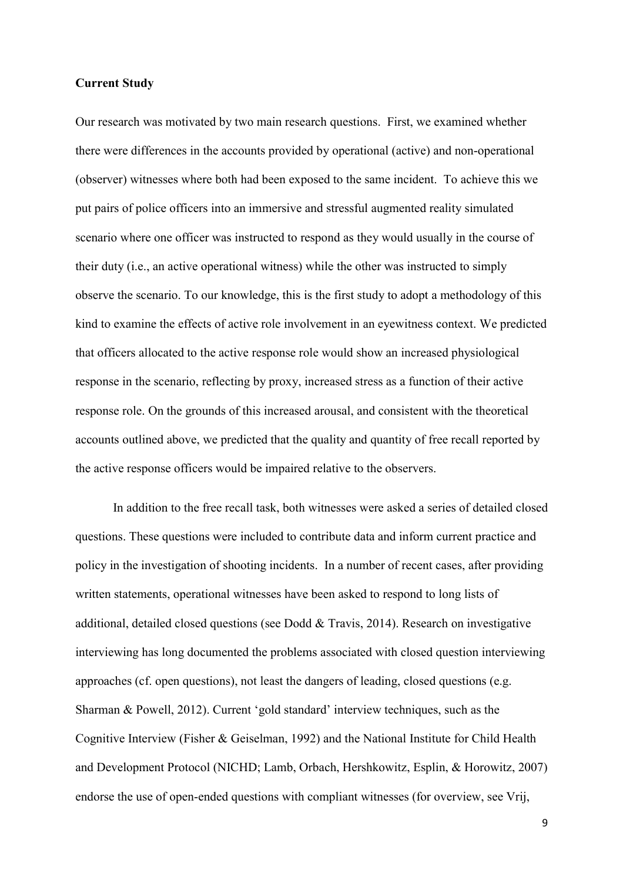**Current Study**

Our research was motivated by two main research questions. First, we examined whether there were differences in the accounts provided by operational (active) and non-operational (observer) witnesses where both had been exposed to the same incident. To achieve this we put pairs of police officers into an immersive and stressful augmented reality simulated scenario where one officer was instructed to respond as they would usually in the course of their duty (i.e., an active operational witness) while the other was instructed to simply observe the scenario. To our knowledge, this is the first study to adopt a methodology of this kind to examine the effects of active role involvement in an eyewitness context. We predicted that officers allocated to the active response role would show an increased physiological response in the scenario, reflecting by proxy, increased stress as a function of their active response role. On the grounds of this increased arousal, and consistent with the theoretical accounts outlined above, we predicted that the quality and quantity of free recall reported by the active response officers would be impaired relative to the observers.

In addition to the free recall task, both witnesses were asked a series of detailed closed questions. These questions were included to contribute data and inform current practice and policy in the investigation of shooting incidents. In a number of recent cases, after providing written statements, operational witnesses have been asked to respond to long lists of additional, detailed closed questions (see Dodd & Travis, 2014). Research on investigative interviewing has long documented the problems associated with closed question interviewing approaches (cf. open questions), not least the dangers of leading, closed questions (e.g. Sharman & Powell, 2012). Current 'gold standard' interview techniques, such as the Cognitive Interview (Fisher & Geiselman, 1992) and the National Institute for Child Health and Development Protocol (NICHD; Lamb, Orbach, Hershkowitz, Esplin, & Horowitz, 2007) endorse the use of open-ended questions with compliant witnesses (for overview, see Vrij,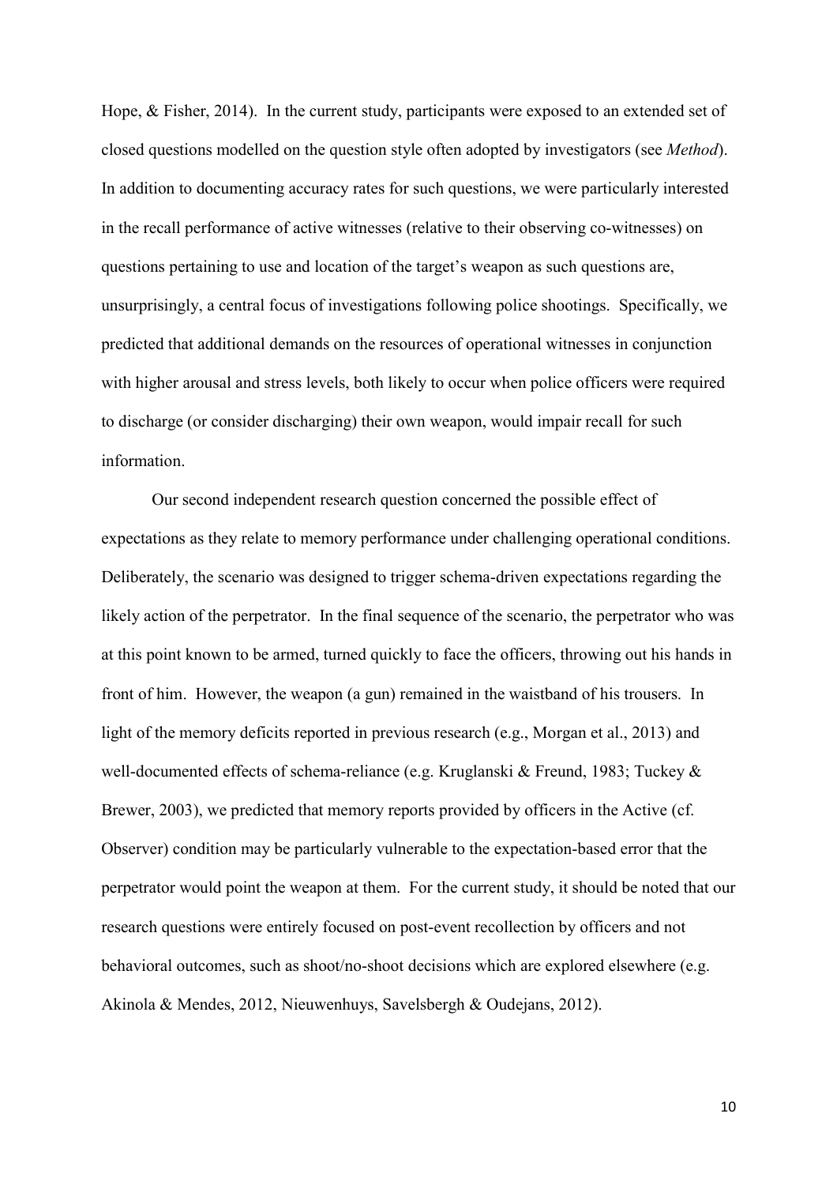Hope, & Fisher, 2014). In the current study, participants were exposed to an extended set of closed questions modelled on the question style often adopted by investigators (see *Method*). In addition to documenting accuracy rates for such questions, we were particularly interested in the recall performance of active witnesses (relative to their observing co-witnesses) on questions pertaining to use and location of the target's weapon as such questions are, unsurprisingly, a central focus of investigations following police shootings. Specifically, we predicted that additional demands on the resources of operational witnesses in conjunction with higher arousal and stress levels, both likely to occur when police officers were required to discharge (or consider discharging) their own weapon, would impair recall for such information.

Our second independent research question concerned the possible effect of expectations as they relate to memory performance under challenging operational conditions. Deliberately, the scenario was designed to trigger schema-driven expectations regarding the likely action of the perpetrator. In the final sequence of the scenario, the perpetrator who was at this point known to be armed, turned quickly to face the officers, throwing out his hands in front of him. However, the weapon (a gun) remained in the waistband of his trousers. In light of the memory deficits reported in previous research (e.g., Morgan et al., 2013) and well-documented effects of schema-reliance (e.g. Kruglanski & Freund, 1983; Tuckey & Brewer, 2003), we predicted that memory reports provided by officers in the Active (cf. Observer) condition may be particularly vulnerable to the expectation-based error that the perpetrator would point the weapon at them. For the current study, it should be noted that our research questions were entirely focused on post-event recollection by officers and not behavioral outcomes, such as shoot/no-shoot decisions which are explored elsewhere (e.g. Akinola & Mendes, 2012, Nieuwenhuys, Savelsbergh & Oudejans, 2012).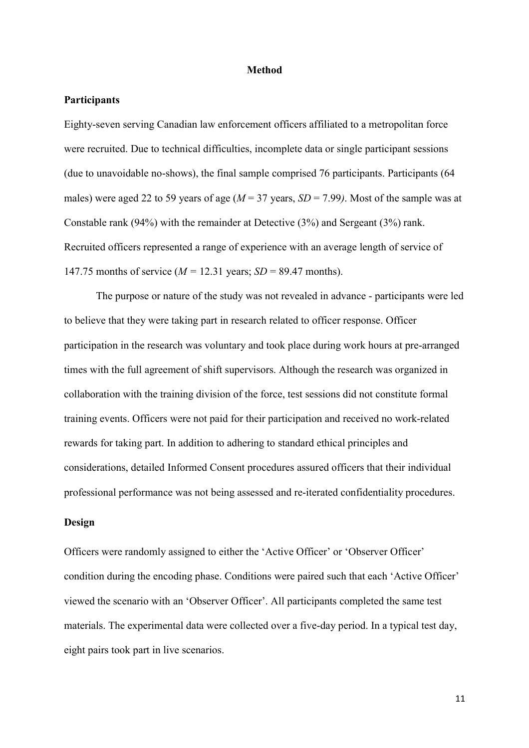# Method

## Participants

Eighty-seven serving Canadian law enforcement officers affiliated to a metropolitan force were recruited. Due to technical difficulties, incomplete data or single participant sessions (due to unavoidable no-shows), the final sample comprised 76 participants. Participants (64 males) were aged 22 to 59 years of age (*M* = 37 years, *SD* = 7.99*)*. Most of the sample was at Constable rank (94%) with the remainder at Detective (3%) and Sergeant (3%) rank. Recruited officers represented a range of experience with an average length of service of 147.75 months of service (*M* = 12.31 years; *SD* = 89.47 months).

The purpose or nature of the study was not revealed in advance - participants were led to believe that they were taking part in research related to officer response. Officer participation in the research was voluntary and took place during work hours at pre-arranged times with the full agreement of shift supervisors. Although the research was organized in collaboration with the training division of the force, test sessions did not constitute formal training events. Officers were not paid for their participation and received no work-related rewards for taking part. In addition to adhering to standard ethical principles and considerations, detailed Informed Consent procedures assured officers that their individual professional performance was not being assessed and re-iterated confidentiality procedures.

## Design

Officers were randomly assigned to either the 'Active Officer' or 'Observer Officer' condition during the encoding phase. Conditions were paired such that each 'Active Officer' viewed the scenario with an 'Observer Officer'. All participants completed the same test materials. The experimental data were collected over a five-day period. In a typical test day, eight pairs took part in live scenarios.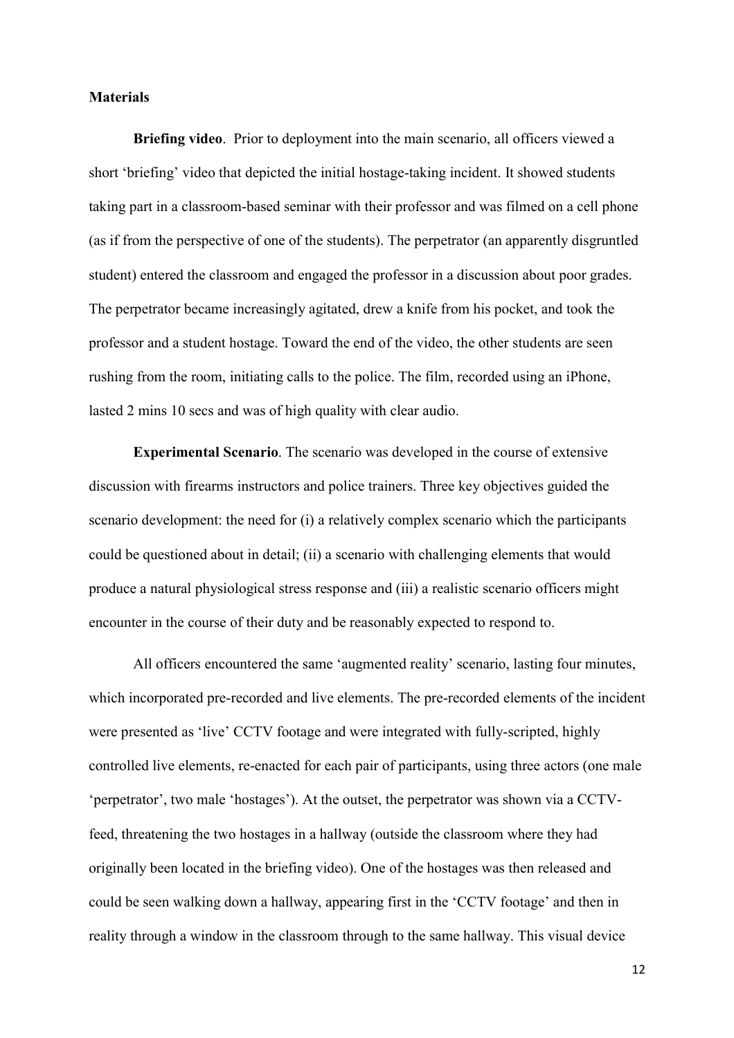**Materials**

**Briefing video**. Prior to deployment into the main scenario, all officers viewed a short 'briefing' video that depicted the initial hostage-taking incident. It showed students taking part in a classroom-based seminar with their professor and was filmed on a cell phone (as if from the perspective of one of the students). The perpetrator (an apparently disgruntled student) entered the classroom and engaged the professor in a discussion about poor grades. The perpetrator became increasingly agitated, drew a knife from his pocket, and took the professor and a student hostage. Toward the end of the video, the other students are seen rushing from the room, initiating calls to the police. The film, recorded using an iPhone, lasted 2 mins 10 secs and was of high quality with clear audio.

**Experimental Scenario**. The scenario was developed in the course of extensive discussion with firearms instructors and police trainers. Three key objectives guided the scenario development: the need for (i) a relatively complex scenario which the participants could be questioned about in detail; (ii) a scenario with challenging elements that would produce a natural physiological stress response and (iii) a realistic scenario officers might encounter in the course of their duty and be reasonably expected to respond to.

All officers encountered the same 'augmented reality' scenario, lasting four minutes, which incorporated pre-recorded and live elements. The pre-recorded elements of the incident were presented as 'live' CCTV footage and were integrated with fully-scripted, highly controlled live elements, re-enacted for each pair of participants, using three actors (one male 'perpetrator', two male 'hostages'). At the outset, the perpetrator was shown via a CCTV-feed, threatening the two hostages in a hallway (outside the classroom where they had originally been located in the briefing video). One of the hostages was then released and could be seen walking down a hallway, appearing first in the 'CCTV footage' and then in reality through a window in the classroom through to the same hallway. This visual device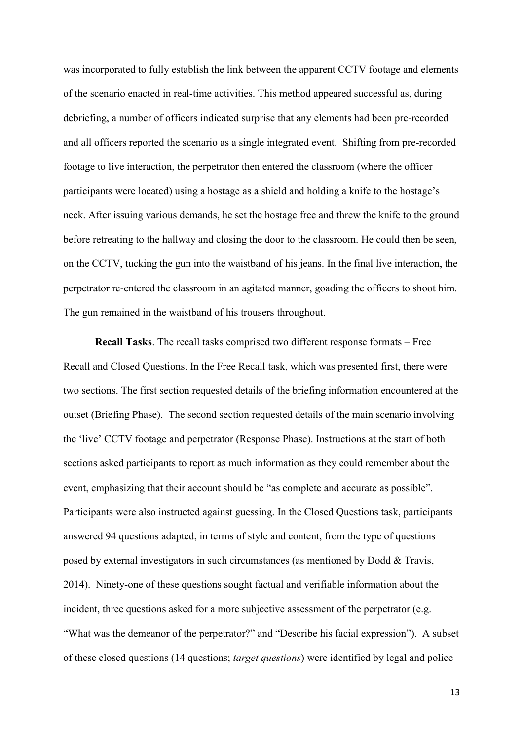was incorporated to fully establish the link between the apparent CCTV footage and elements of the scenario enacted in real-time activities. This method appeared successful as, during debriefing, a number of officers indicated surprise that any elements had been pre-recorded and all officers reported the scenario as a single integrated event. Shifting from pre-recorded footage to live interaction, the perpetrator then entered the classroom (where the officer participants were located) using a hostage as a shield and holding a knife to the hostage's neck. After issuing various demands, he set the hostage free and threw the knife to the ground before retreating to the hallway and closing the door to the classroom. He could then be seen, on the CCTV, tucking the gun into the waistband of his jeans. In the final live interaction, the perpetrator re-entered the classroom in an agitated manner, goading the officers to shoot him. The gun remained in the waistband of his trousers throughout.

**Recall Tasks**. The recall tasks comprised two different response formats – Free Recall and Closed Questions. In the Free Recall task, which was presented first, there were two sections. The first section requested details of the briefing information encountered at the outset (Briefing Phase). The second section requested details of the main scenario involving the 'live' CCTV footage and perpetrator (Response Phase). Instructions at the start of both sections asked participants to report as much information as they could remember about the event, emphasizing that their account should be "as complete and accurate as possible". Participants were also instructed against guessing. In the Closed Questions task, participants answered 94 questions adapted, in terms of style and content, from the type of questions posed by external investigators in such circumstances (as mentioned by Dodd & Travis, 2014). Ninety-one of these questions sought factual and verifiable information about the incident, three questions asked for a more subjective assessment of the perpetrator (e.g. "What was the demeanor of the perpetrator?" and "Describe his facial expression"). A subset of these closed questions (14 questions; *target questions*) were identified by legal and police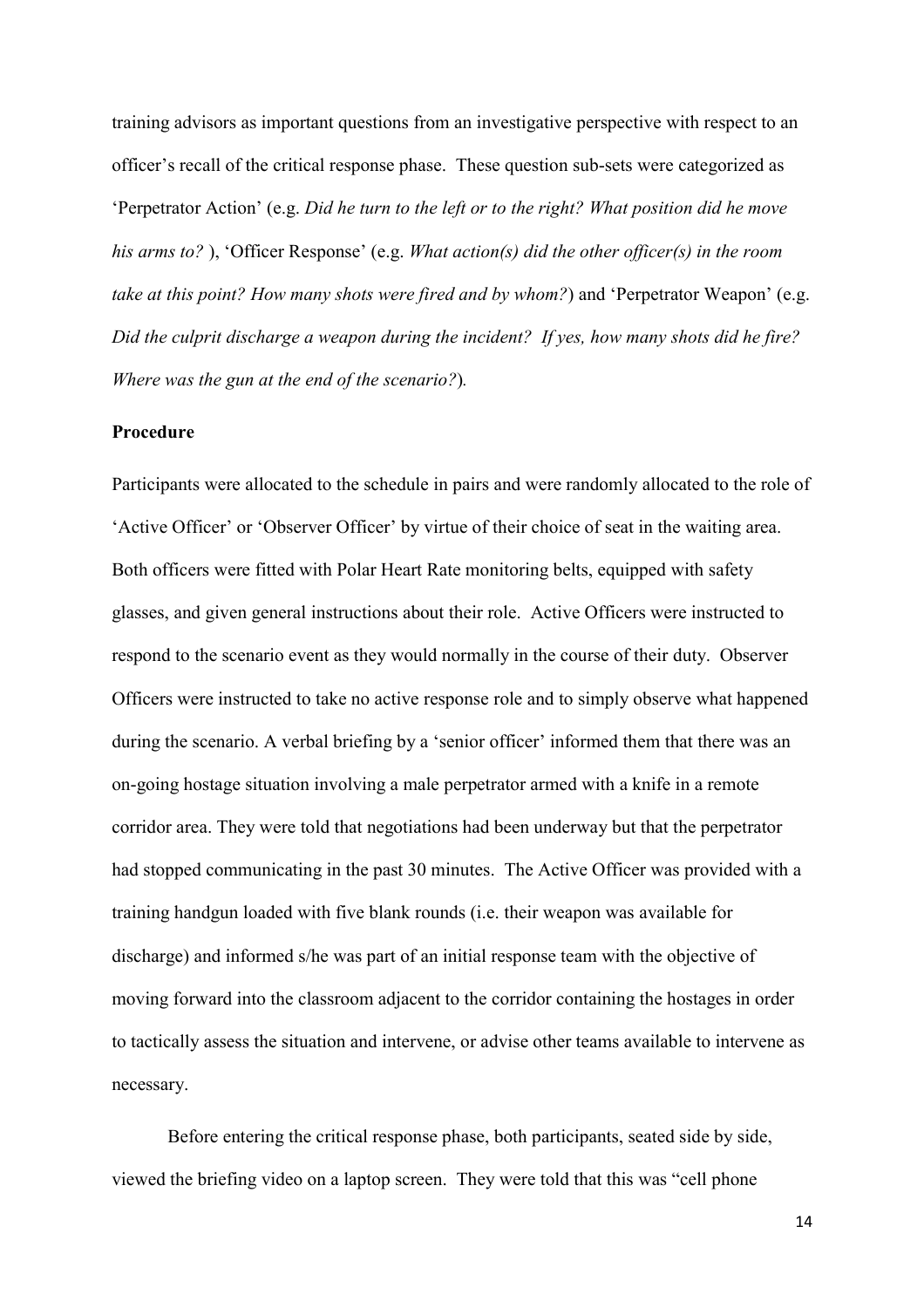training advisors as important questions from an investigative perspective with respect to an officer's recall of the critical response phase. These question sub-sets were categorized as 'Perpetrator Action' (e.g. *Did he turn to the left or to the right? What position did he move his arms to?* ), 'Officer Response' (e.g. *What action(s) did the other officer(s) in the room take at this point? How many shots were fired and by whom?*) and 'Perpetrator Weapon' (e.g. *Did the culprit discharge a weapon during the incident? If yes, how many shots did he fire? Where was the gun at the end of the scenario?*).

**Procedure**

Participants were allocated to the schedule in pairs and were randomly allocated to the role of 'Active Officer' or 'Observer Officer' by virtue of their choice of seat in the waiting area. Both officers were fitted with Polar Heart Rate monitoring belts, equipped with safety glasses, and given general instructions about their role. Active Officers were instructed to respond to the scenario event as they would normally in the course of their duty. Observer Officers were instructed to take no active response role and to simply observe what happened during the scenario. A verbal briefing by a 'senior officer' informed them that there was an on-going hostage situation involving a male perpetrator armed with a knife in a remote corridor area. They were told that negotiations had been underway but that the perpetrator had stopped communicating in the past 30 minutes. The Active Officer was provided with a training handgun loaded with five blank rounds (i.e. their weapon was available for discharge) and informed s/he was part of an initial response team with the objective of moving forward into the classroom adjacent to the corridor containing the hostages in order to tactically assess the situation and intervene, or advise other teams available to intervene as necessary.

Before entering the critical response phase, both participants, seated side by side, viewed the briefing video on a laptop screen. They were told that this was "cell phone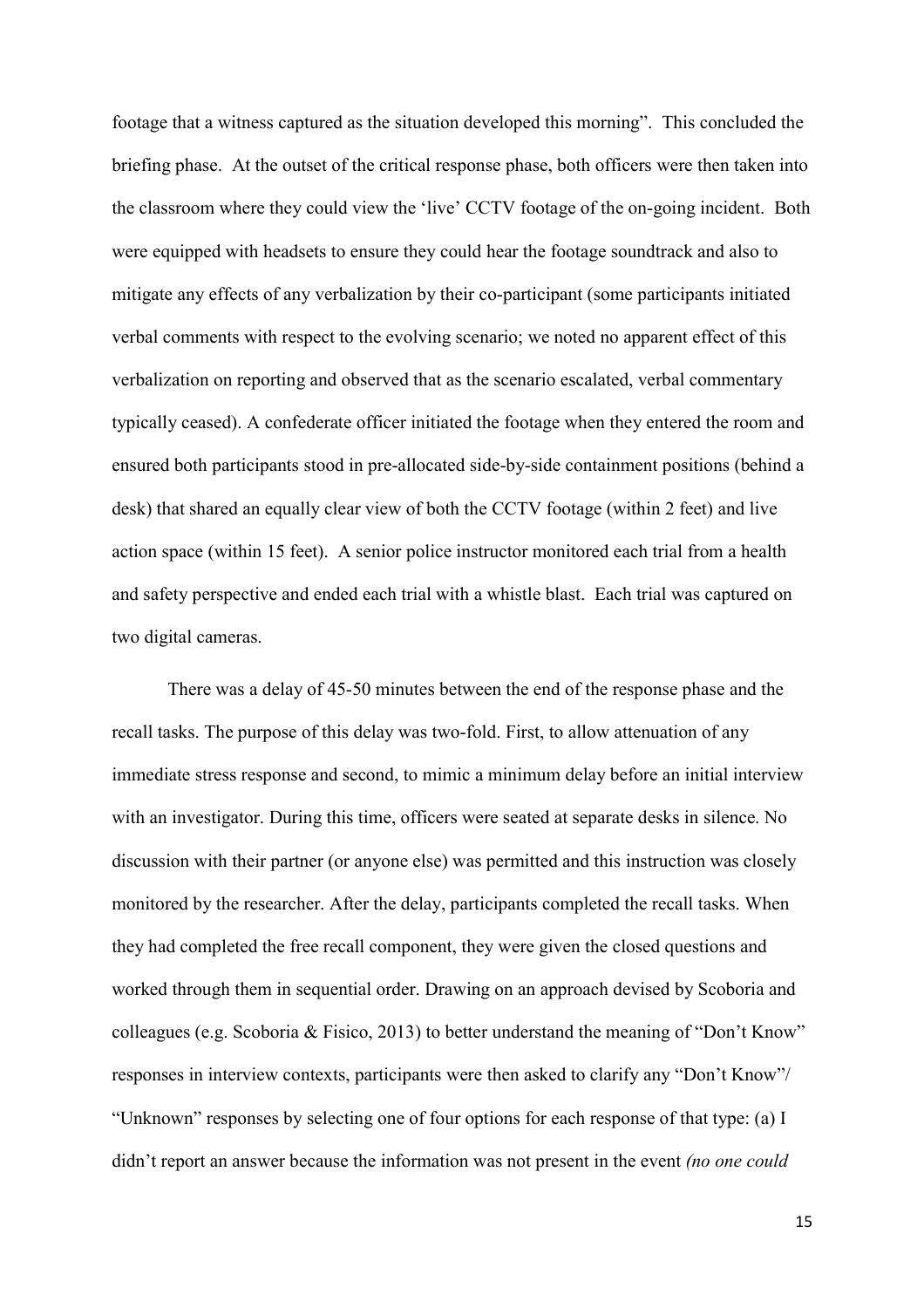footage that a witness captured as the situation developed this morning". This concluded the briefing phase. At the outset of the critical response phase, both officers were then taken into the classroom where they could view the 'live' CCTV footage of the on-going incident. Both were equipped with headsets to ensure they could hear the footage soundtrack and also to mitigate any effects of any verbalization by their co-participant (some participants initiated verbal comments with respect to the evolving scenario; we noted no apparent effect of this verbalization on reporting and observed that as the scenario escalated, verbal commentary typically ceased). A confederate officer initiated the footage when they entered the room and ensured both participants stood in pre-allocated side-by-side containment positions (behind a desk) that shared an equally clear view of both the CCTV footage (within 2 feet) and live action space (within 15 feet). A senior police instructor monitored each trial from a health and safety perspective and ended each trial with a whistle blast. Each trial was captured on two digital cameras.

There was a delay of 45-50 minutes between the end of the response phase and the recall tasks. The purpose of this delay was two-fold. First, to allow attenuation of any immediate stress response and second, to mimic a minimum delay before an initial interview with an investigator. During this time, officers were seated at separate desks in silence. No discussion with their partner (or anyone else) was permitted and this instruction was closely monitored by the researcher. After the delay, participants completed the recall tasks. When they had completed the free recall component, they were given the closed questions and worked through them in sequential order. Drawing on an approach devised by Scoboria and colleagues (e.g. Scoboria & Fisico, 2013) to better understand the meaning of "Don't Know" responses in interview contexts, participants were then asked to clarify any "Don't Know"/ "Unknown" responses by selecting one of four options for each response of that type: (a) I didn't report an answer because the information was not present in the event *(no one could*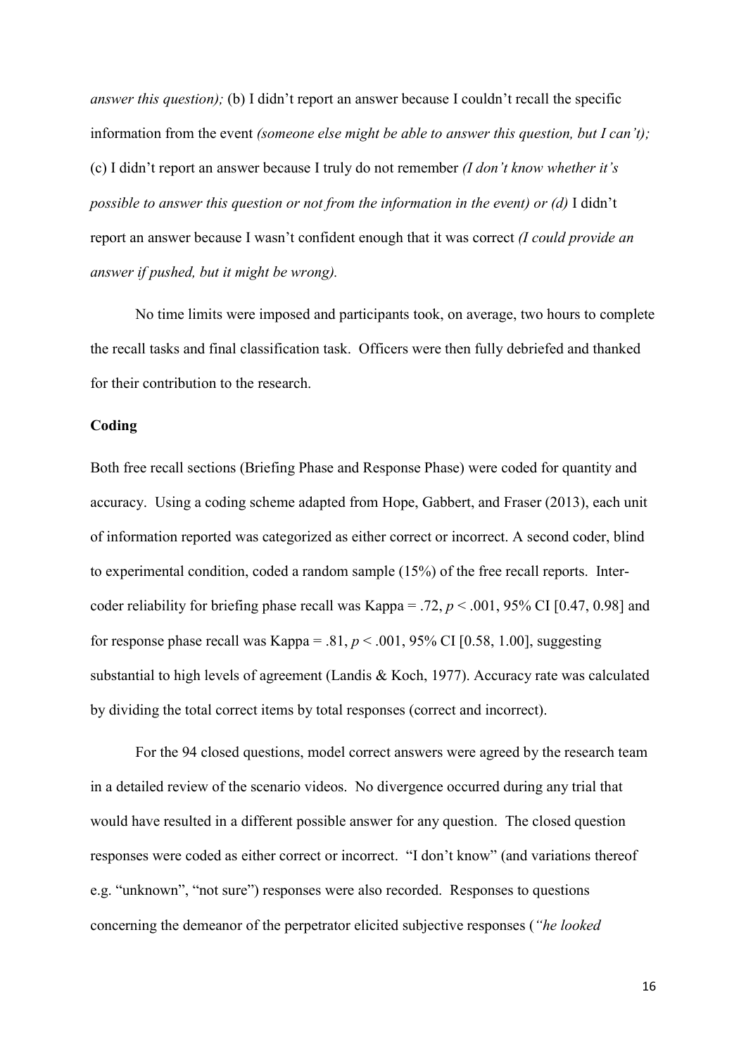*answer this question);* (b) I didn't report an answer because I couldn't recall the specific information from the event *(someone else might be able to answer this question, but I can't);* (c) I didn't report an answer because I truly do not remember *(I don't know whether it's possible to answer this question or not from the information in the event) or (d)* I didn't report an answer because I wasn't confident enough that it was correct *(I could provide an answer if pushed, but it might be wrong).*

No time limits were imposed and participants took, on average, two hours to complete the recall tasks and final classification task. Officers were then fully debriefed and thanked for their contribution to the research.

### Coding

Both free recall sections (Briefing Phase and Response Phase) were coded for quantity and accuracy. Using a coding scheme adapted from Hope, Gabbert, and Fraser (2013), each unit of information reported was categorized as either correct or incorrect. A second coder, blind to experimental condition, coded a random sample (15%) of the free recall reports. Inter-coder reliability for briefing phase recall was Kappa = .72, $p < .001$, 95% CI [0.47, 0.98] and for response phase recall was Kappa = .81, $p < .001$, 95% CI [0.58, 1.00], suggesting substantial to high levels of agreement (Landis & Koch, 1977). Accuracy rate was calculated by dividing the total correct items by total responses (correct and incorrect).

For the 94 closed questions, model correct answers were agreed by the research team in a detailed review of the scenario videos. No divergence occurred during any trial that would have resulted in a different possible answer for any question. The closed question responses were coded as either correct or incorrect. "I don't know" (and variations thereof e.g. "unknown", "not sure") responses were also recorded. Responses to questions concerning the demeanor of the perpetrator elicited subjective responses (*"he looked*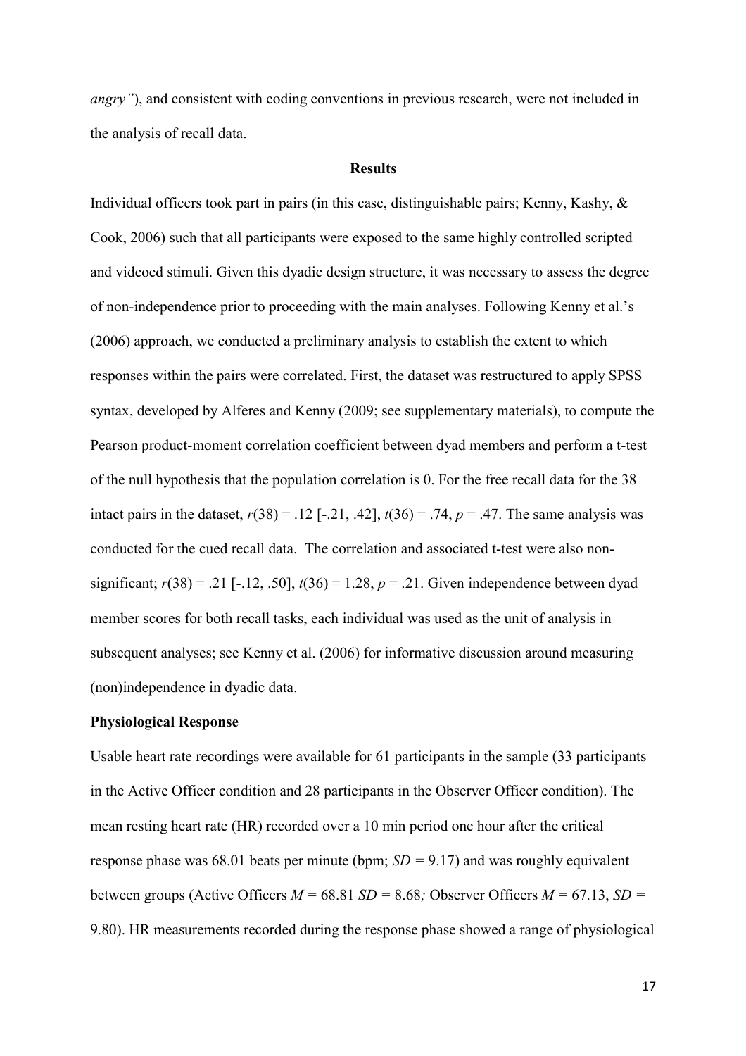*angry"*), and consistent with coding conventions in previous research, were not included in the analysis of recall data.

## Results

Individual officers took part in pairs (in this case, distinguishable pairs; Kenny, Kashy, & Cook, 2006) such that all participants were exposed to the same highly controlled scripted and videoed stimuli. Given this dyadic design structure, it was necessary to assess the degree of non-independence prior to proceeding with the main analyses. Following Kenny et al.'s (2006) approach, we conducted a preliminary analysis to establish the extent to which responses within the pairs were correlated. First, the dataset was restructured to apply SPSS syntax, developed by Alferes and Kenny (2009; see supplementary materials), to compute the Pearson product-moment correlation coefficient between dyad members and perform a t-test of the null hypothesis that the population correlation is 0. For the free recall data for the 38 intact pairs in the dataset, $r(38) = .12$ [-.21, .42], $t(36) = .74$, $p = .47$. The same analysis was conducted for the cued recall data. The correlation and associated t-test were also non-significant; $r(38) = .21$ [-.12, .50], $t(36) = 1.28$, $p = .21$. Given independence between dyad member scores for both recall tasks, each individual was used as the unit of analysis in subsequent analyses; see Kenny et al. (2006) for informative discussion around measuring (non)independence in dyadic data.

### Physiological Response

Usable heart rate recordings were available for 61 participants in the sample (33 participants in the Active Officer condition and 28 participants in the Observer Officer condition). The mean resting heart rate (HR) recorded over a 10 min period one hour after the critical response phase was 68.01 beats per minute (bpm; $SD = 9.17$) and was roughly equivalent between groups (Active Officers $M = 68.81$ $SD = 8.68$; Observer Officers $M = 67.13$, $SD = 9.80$). HR measurements recorded during the response phase showed a range of physiological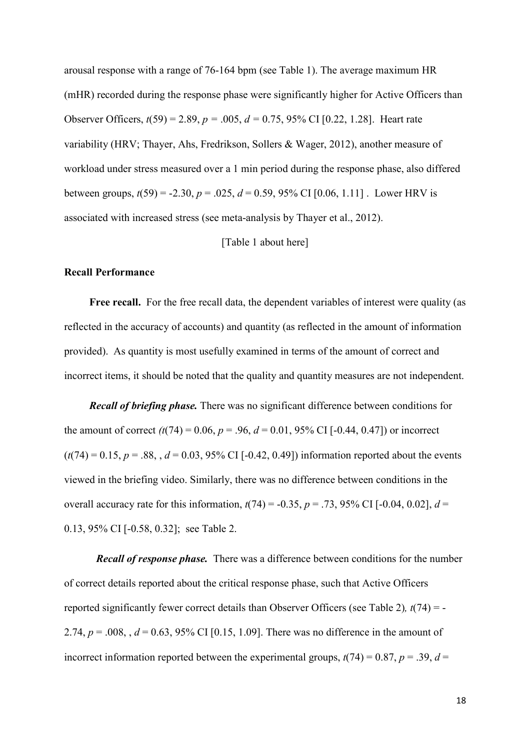arousal response with a range of 76-164 bpm (see Table 1). The average maximum HR (mHR) recorded during the response phase were significantly higher for Active Officers than Observer Officers, $t(59) = 2.89$, $p = .005$, $d = 0.75$, 95% CI [0.22, 1.28]. Heart rate variability (HRV; Thayer, Ahs, Fredrikson, Sollers & Wager, 2012), another measure of workload under stress measured over a 1 min period during the response phase, also differed between groups, $t(59) = -2.30$, $p = .025$, $d = 0.59$, 95% CI [0.06, 1.11] . Lower HRV is associated with increased stress (see meta-analysis by Thayer et al., 2012).

[Table 1 about here]

### Recall Performance

**Free recall.** For the free recall data, the dependent variables of interest were quality (as reflected in the accuracy of accounts) and quantity (as reflected in the amount of information provided). As quantity is most usefully examined in terms of the amount of correct and incorrect items, it should be noted that the quality and quantity measures are not independent.

***Recall of briefing phase.*** There was no significant difference between conditions for the amount of correct *(*$t(74) = 0.06$, $p = .96$, $d = 0.01$, 95% CI [-0.44, 0.47]) or incorrect ($t(74) = 0.15$, $p = .88$, , $d = 0.03$, 95% CI [-0.42, 0.49]) information reported about the events viewed in the briefing video. Similarly, there was no difference between conditions in the overall accuracy rate for this information, $t(74) = -0.35$, $p = .73$, 95% CI [-0.04, 0.02], $d =$ 0.13, 95% CI [-0.58, 0.32]; see Table 2.

***Recall of response phase.*** There was a difference between conditions for the number of correct details reported about the critical response phase, such that Active Officers reported significantly fewer correct details than Observer Officers (see Table 2)*,* $t(74) = -2.74$, $p = .008$, , $d = 0.63$, 95% CI [0.15, 1.09]. There was no difference in the amount of incorrect information reported between the experimental groups, $t(74) = 0.87$, $p = .39$, $d =$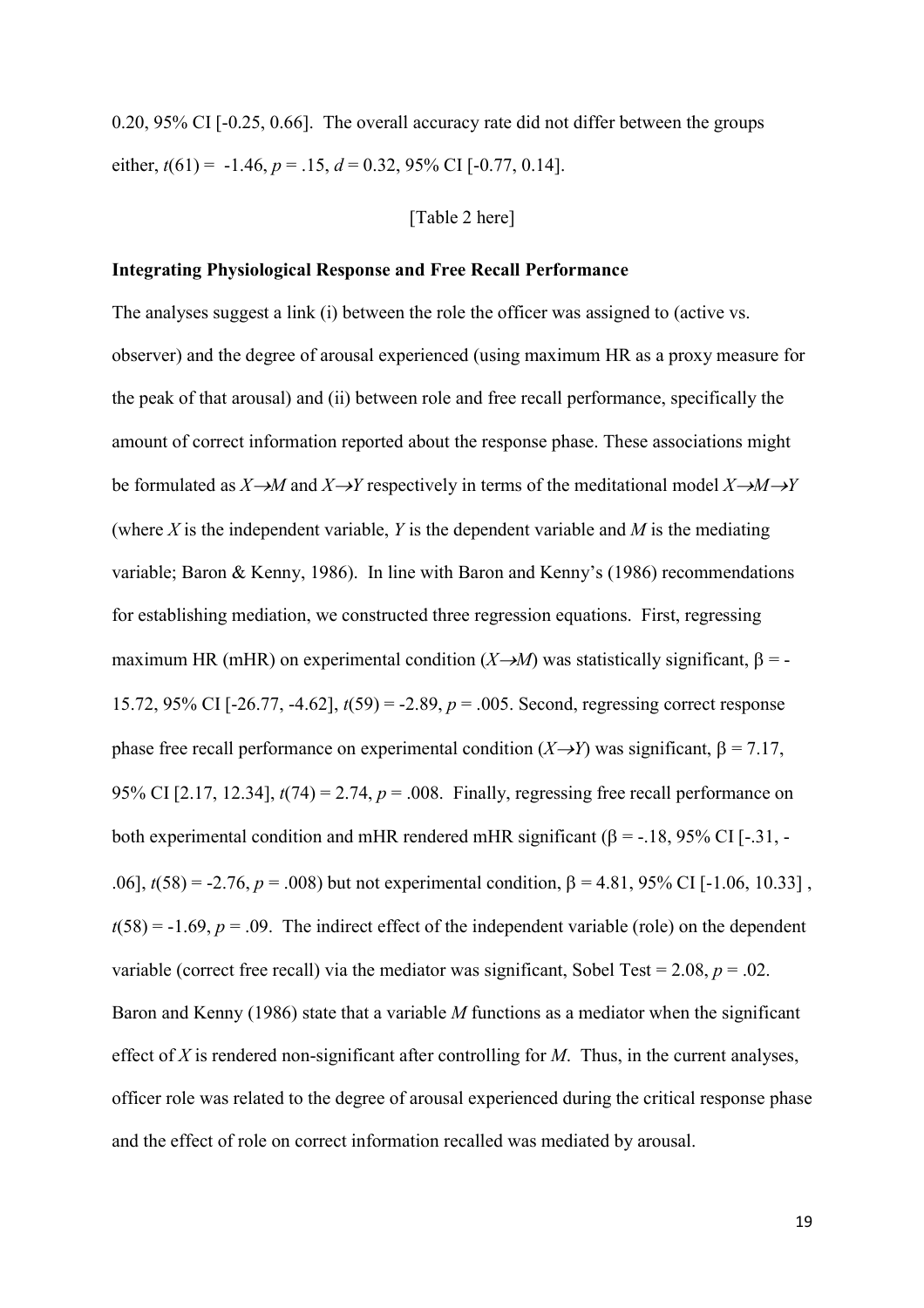0.20, 95% CI [-0.25, 0.66]. The overall accuracy rate did not differ between the groups either, $t(61) = -1.46$, $p = .15$, $d = 0.32$, 95% CI [-0.77, 0.14].

[Table 2 here]

**Integrating Physiological Response and Free Recall Performance**

The analyses suggest a link (i) between the role the officer was assigned to (active vs. observer) and the degree of arousal experienced (using maximum HR as a proxy measure for the peak of that arousal) and (ii) between role and free recall performance, specifically the amount of correct information reported about the response phase. These associations might be formulated as $X \rightarrow M$ and $X \rightarrow Y$ respectively in terms of the meditational model $X \rightarrow M \rightarrow Y$ (where $X$ is the independent variable, $Y$ is the dependent variable and $M$ is the mediating variable; Baron & Kenny, 1986). In line with Baron and Kenny's (1986) recommendations for establishing mediation, we constructed three regression equations. First, regressing maximum HR (mHR) on experimental condition ($X \rightarrow M$) was statistically significant, $\beta = -15.72$, 95% CI [-26.77, -4.62], $t(59) = -2.89$, $p = .005$. Second, regressing correct response phase free recall performance on experimental condition ($X \rightarrow Y$) was significant, $\beta = 7.17$, 95% CI [2.17, 12.34], $t(74) = 2.74$, $p = .008$. Finally, regressing free recall performance on both experimental condition and mHR rendered mHR significant ($\beta = -.18$, 95% CI [-.31, -.06], $t(58) = -2.76$, $p = .008$) but not experimental condition, $\beta = 4.81$, 95% CI [-1.06, 10.33] , $t(58) = -1.69$, $p = .09$. The indirect effect of the independent variable (role) on the dependent variable (correct free recall) via the mediator was significant, Sobel Test = 2.08, $p = .02$. Baron and Kenny (1986) state that a variable $M$ functions as a mediator when the significant effect of $X$ is rendered non-significant after controlling for $M$. Thus, in the current analyses, officer role was related to the degree of arousal experienced during the critical response phase and the effect of role on correct information recalled was mediated by arousal.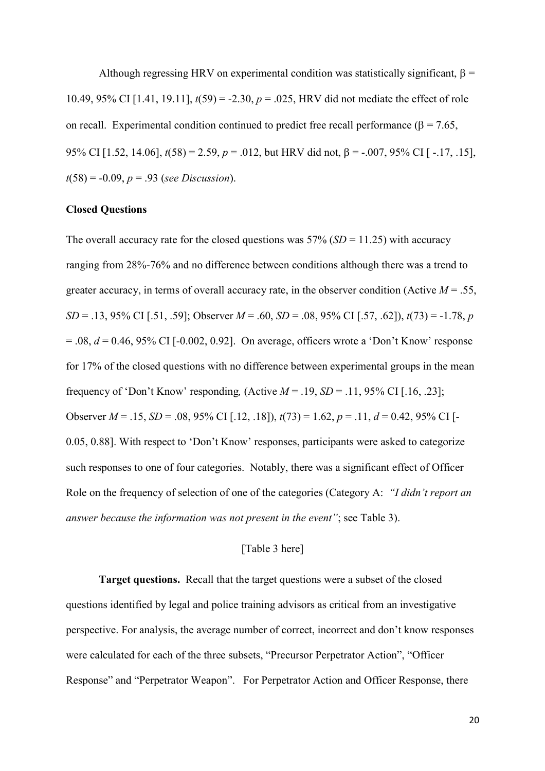Although regressing HRV on experimental condition was statistically significant, $\beta$ = 10.49, 95% CI [1.41, 19.11], $t(59) = -2.30$, $p = .025$, HRV did not mediate the effect of role on recall. Experimental condition continued to predict free recall performance ($\beta$ = 7.65, 95% CI [1.52, 14.06], $t(58) = 2.59$, $p = .012$, but HRV did not, $\beta = -.007$, 95% CI [ -.17, .15], $t(58) = -0.09$, $p = .93$ (*see Discussion*).

### Closed Questions

The overall accuracy rate for the closed questions was 57% ($SD$ = 11.25) with accuracy ranging from 28%-76% and no difference between conditions although there was a trend to greater accuracy, in terms of overall accuracy rate, in the observer condition (Active $M$ = .55, $SD$ = .13, 95% CI [.51, .59]; Observer $M$ = .60, $SD$ = .08, 95% CI [.57, .62]), $t(73) = -1.78$, $p = .08$, $d = 0.46$, 95% CI [-0.002, 0.92]. On average, officers wrote a 'Don't Know' response for 17% of the closed questions with no difference between experimental groups in the mean frequency of 'Don't Know' responding, (Active $M$ = .19, $SD$ = .11, 95% CI [.16, .23]; Observer $M$ = .15, $SD$ = .08, 95% CI [.12, .18]), $t(73) = 1.62$, $p = .11$, $d = 0.42$, 95% CI [-0.05, 0.88]. With respect to 'Don't Know' responses, participants were asked to categorize such responses to one of four categories. Notably, there was a significant effect of Officer Role on the frequency of selection of one of the categories (Category A: *"I didn't report an answer because the information was not present in the event"*; see Table 3).

[Table 3 here]

**Target questions.** Recall that the target questions were a subset of the closed questions identified by legal and police training advisors as critical from an investigative perspective. For analysis, the average number of correct, incorrect and don't know responses were calculated for each of the three subsets, "Precursor Perpetrator Action", "Officer Response" and "Perpetrator Weapon". For Perpetrator Action and Officer Response, there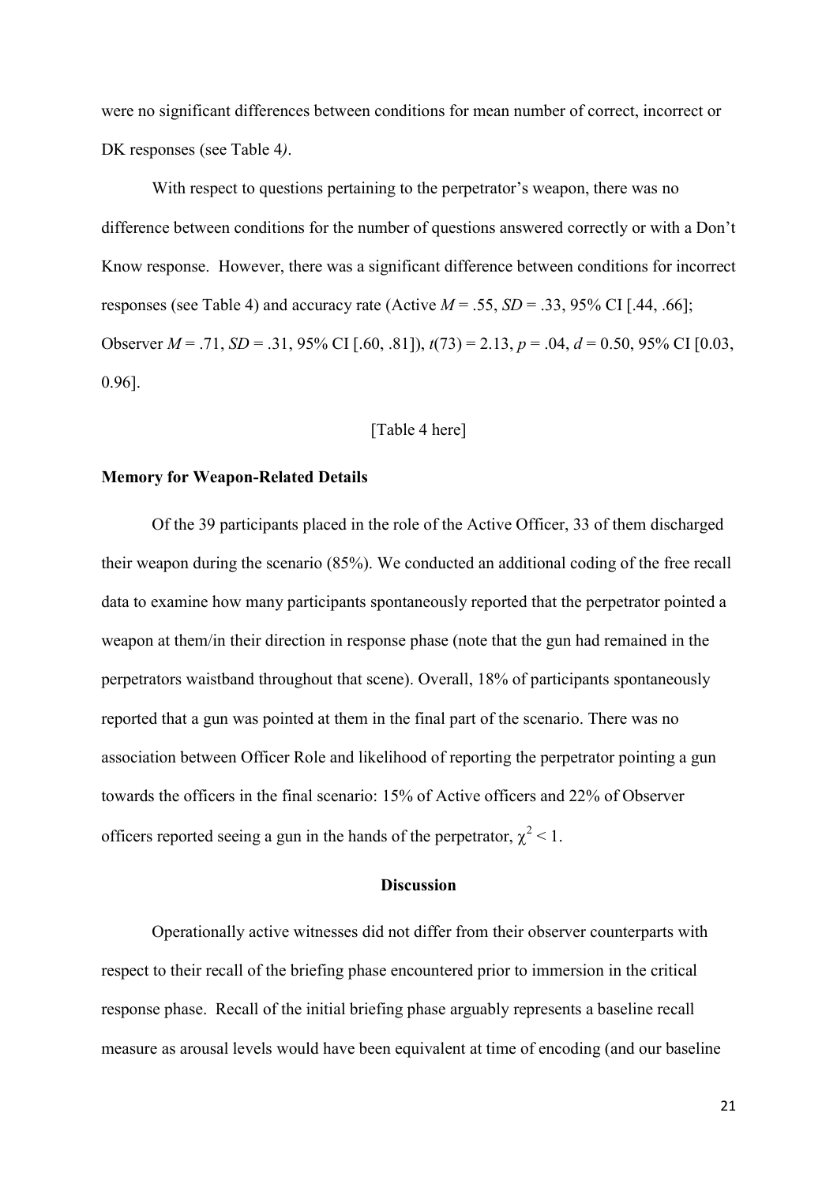were no significant differences between conditions for mean number of correct, incorrect or DK responses (see Table 4*)*.

With respect to questions pertaining to the perpetrator's weapon, there was no difference between conditions for the number of questions answered correctly or with a Don't Know response. However, there was a significant difference between conditions for incorrect responses (see Table 4) and accuracy rate (Active $M = .55$, $SD = .33$, 95% CI [.44, .66]; Observer $M = .71$, $SD = .31$, 95% CI [.60, .81]), $t(73) = 2.13$, $p = .04$, $d = 0.50$, 95% CI [0.03, 0.96].

[Table 4 here]

**Memory for Weapon-Related Details**

Of the 39 participants placed in the role of the Active Officer, 33 of them discharged their weapon during the scenario (85%). We conducted an additional coding of the free recall data to examine how many participants spontaneously reported that the perpetrator pointed a weapon at them/in their direction in response phase (note that the gun had remained in the perpetrators waistband throughout that scene). Overall, 18% of participants spontaneously reported that a gun was pointed at them in the final part of the scenario. There was no association between Officer Role and likelihood of reporting the perpetrator pointing a gun towards the officers in the final scenario: 15% of Active officers and 22% of Observer officers reported seeing a gun in the hands of the perpetrator, $\chi^2 < 1$.

## Discussion

Operationally active witnesses did not differ from their observer counterparts with respect to their recall of the briefing phase encountered prior to immersion in the critical response phase. Recall of the initial briefing phase arguably represents a baseline recall measure as arousal levels would have been equivalent at time of encoding (and our baseline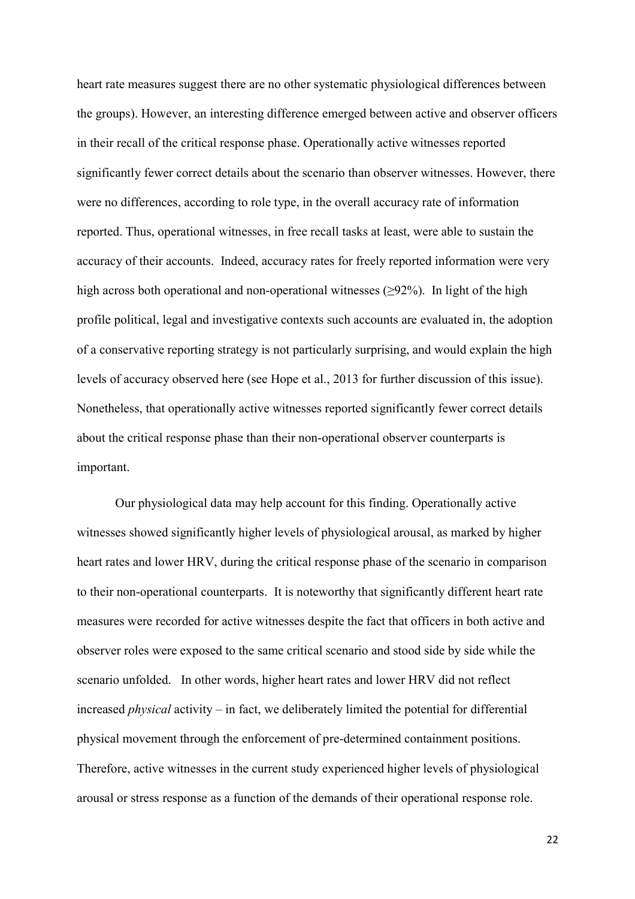heart rate measures suggest there are no other systematic physiological differences between the groups). However, an interesting difference emerged between active and observer officers in their recall of the critical response phase. Operationally active witnesses reported significantly fewer correct details about the scenario than observer witnesses. However, there were no differences, according to role type, in the overall accuracy rate of information reported. Thus, operational witnesses, in free recall tasks at least, were able to sustain the accuracy of their accounts. Indeed, accuracy rates for freely reported information were very high across both operational and non-operational witnesses (≥92%). In light of the high profile political, legal and investigative contexts such accounts are evaluated in, the adoption of a conservative reporting strategy is not particularly surprising, and would explain the high levels of accuracy observed here (see Hope et al., 2013 for further discussion of this issue). Nonetheless, that operationally active witnesses reported significantly fewer correct details about the critical response phase than their non-operational observer counterparts is important.

Our physiological data may help account for this finding. Operationally active witnesses showed significantly higher levels of physiological arousal, as marked by higher heart rates and lower HRV, during the critical response phase of the scenario in comparison to their non-operational counterparts. It is noteworthy that significantly different heart rate measures were recorded for active witnesses despite the fact that officers in both active and observer roles were exposed to the same critical scenario and stood side by side while the scenario unfolded. In other words, higher heart rates and lower HRV did not reflect increased *physical* activity – in fact, we deliberately limited the potential for differential physical movement through the enforcement of pre-determined containment positions. Therefore, active witnesses in the current study experienced higher levels of physiological arousal or stress response as a function of the demands of their operational response role.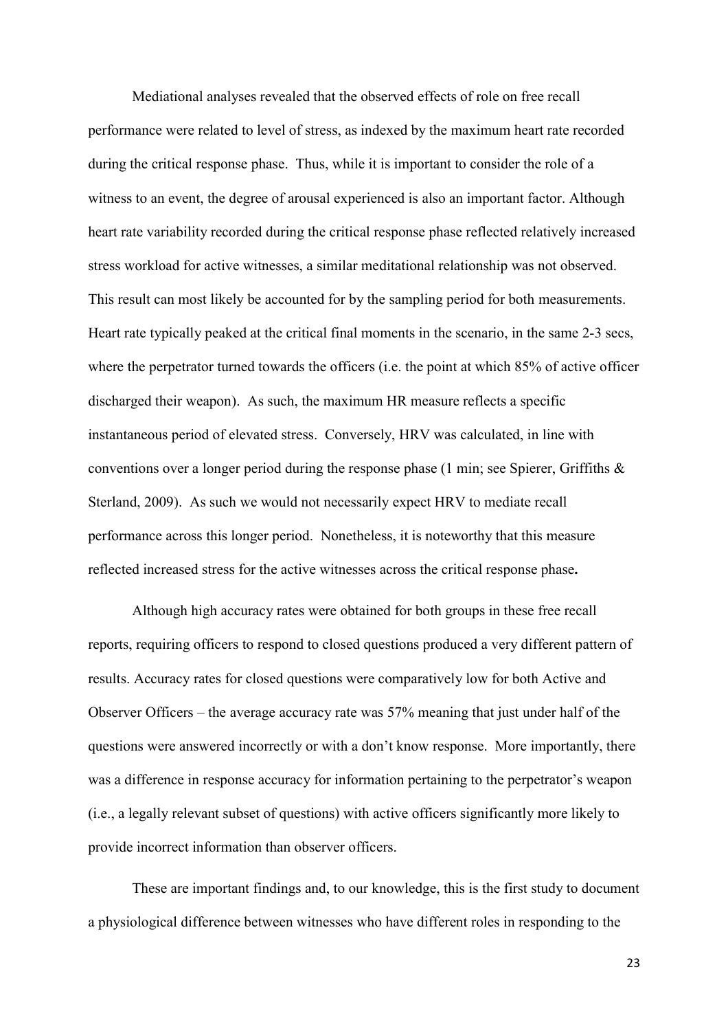Mediational analyses revealed that the observed effects of role on free recall performance were related to level of stress, as indexed by the maximum heart rate recorded during the critical response phase. Thus, while it is important to consider the role of a witness to an event, the degree of arousal experienced is also an important factor. Although heart rate variability recorded during the critical response phase reflected relatively increased stress workload for active witnesses, a similar meditational relationship was not observed. This result can most likely be accounted for by the sampling period for both measurements. Heart rate typically peaked at the critical final moments in the scenario, in the same 2-3 secs, where the perpetrator turned towards the officers (i.e. the point at which 85% of active officer discharged their weapon). As such, the maximum HR measure reflects a specific instantaneous period of elevated stress. Conversely, HRV was calculated, in line with conventions over a longer period during the response phase (1 min; see Spierer, Griffiths & Sterland, 2009). As such we would not necessarily expect HRV to mediate recall performance across this longer period. Nonetheless, it is noteworthy that this measure reflected increased stress for the active witnesses across the critical response phase**.**

Although high accuracy rates were obtained for both groups in these free recall reports, requiring officers to respond to closed questions produced a very different pattern of results. Accuracy rates for closed questions were comparatively low for both Active and Observer Officers – the average accuracy rate was 57% meaning that just under half of the questions were answered incorrectly or with a don't know response. More importantly, there was a difference in response accuracy for information pertaining to the perpetrator's weapon (i.e., a legally relevant subset of questions) with active officers significantly more likely to provide incorrect information than observer officers.

These are important findings and, to our knowledge, this is the first study to document a physiological difference between witnesses who have different roles in responding to the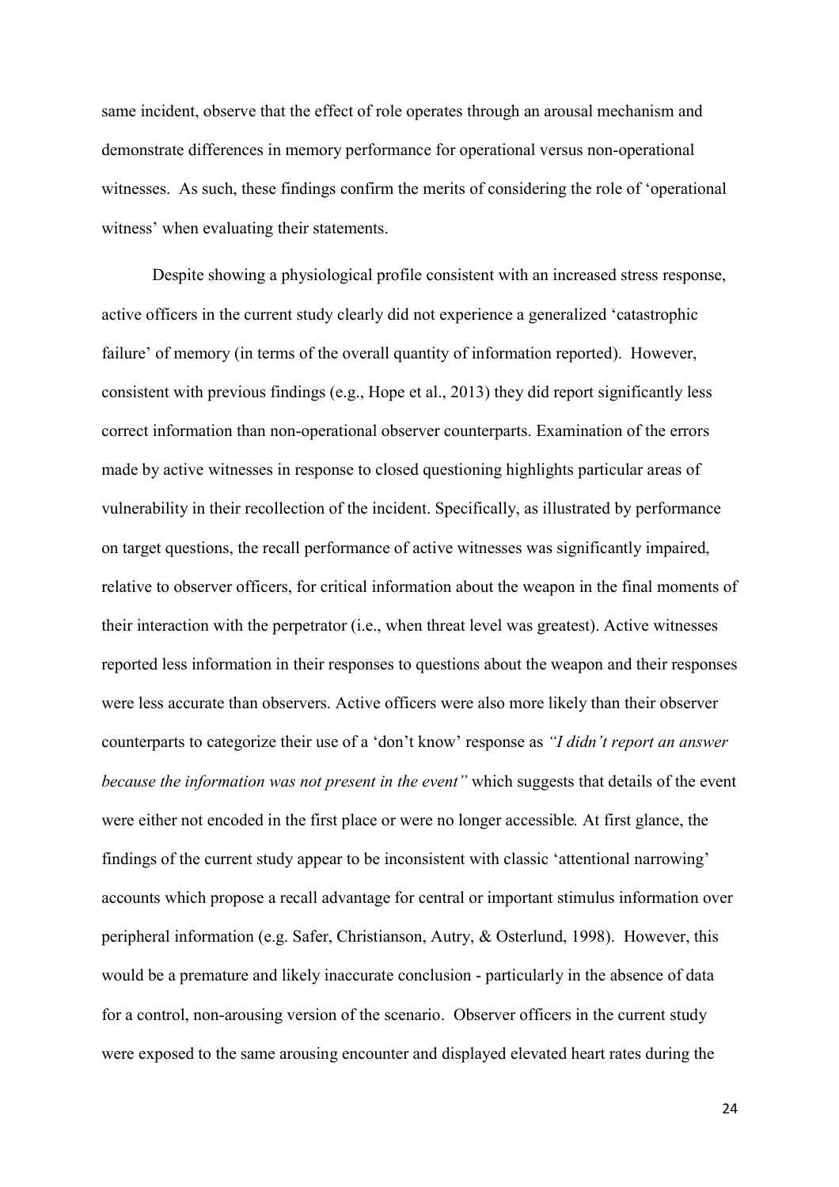same incident, observe that the effect of role operates through an arousal mechanism and demonstrate differences in memory performance for operational versus non-operational witnesses. As such, these findings confirm the merits of considering the role of 'operational witness' when evaluating their statements.

Despite showing a physiological profile consistent with an increased stress response, active officers in the current study clearly did not experience a generalized 'catastrophic failure' of memory (in terms of the overall quantity of information reported). However, consistent with previous findings (e.g., Hope et al., 2013) they did report significantly less correct information than non-operational observer counterparts. Examination of the errors made by active witnesses in response to closed questioning highlights particular areas of vulnerability in their recollection of the incident. Specifically, as illustrated by performance on target questions, the recall performance of active witnesses was significantly impaired, relative to observer officers, for critical information about the weapon in the final moments of their interaction with the perpetrator (i.e., when threat level was greatest). Active witnesses reported less information in their responses to questions about the weapon and their responses were less accurate than observers. Active officers were also more likely than their observer counterparts to categorize their use of a 'don't know' response as *"I didn't report an answer because the information was not present in the event"* which suggests that details of the event were either not encoded in the first place or were no longer accessible*.* At first glance, the findings of the current study appear to be inconsistent with classic 'attentional narrowing' accounts which propose a recall advantage for central or important stimulus information over peripheral information (e.g. Safer, Christianson, Autry, & Osterlund, 1998). However, this would be a premature and likely inaccurate conclusion - particularly in the absence of data for a control, non-arousing version of the scenario. Observer officers in the current study were exposed to the same arousing encounter and displayed elevated heart rates during the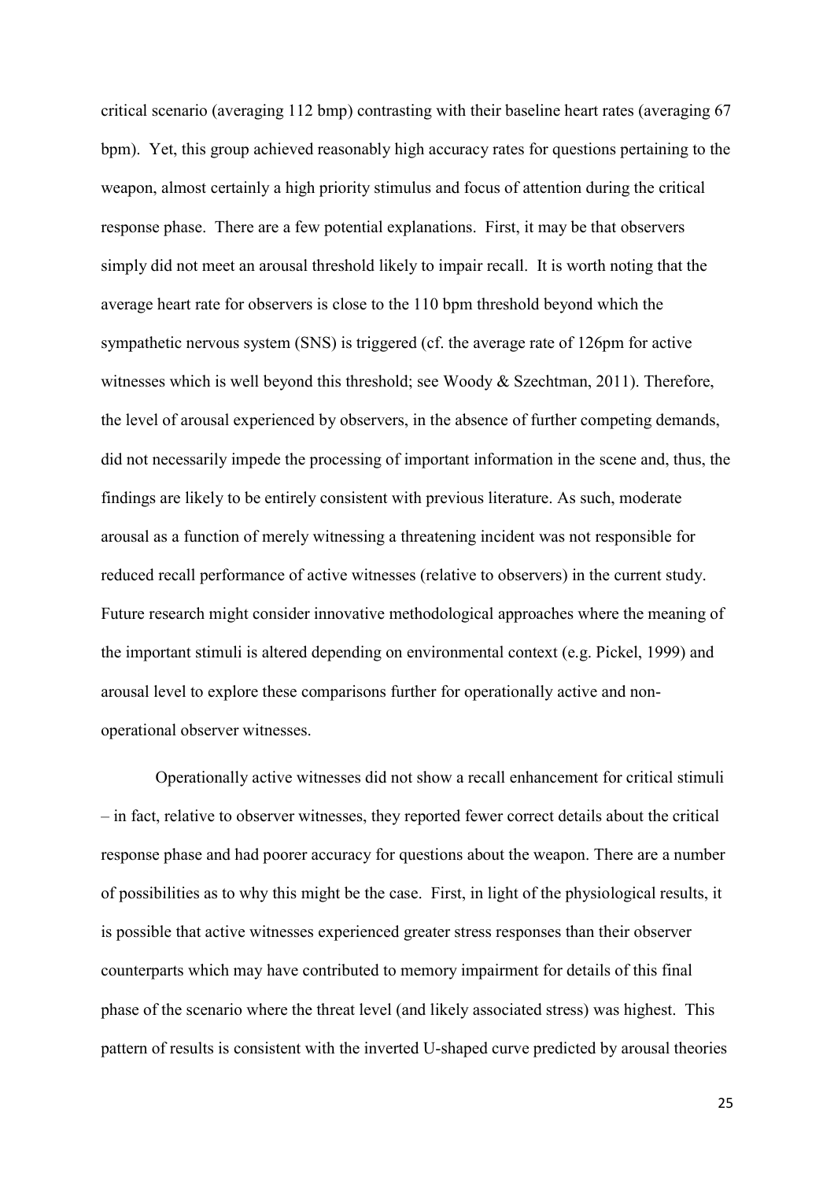critical scenario (averaging 112 bmp) contrasting with their baseline heart rates (averaging 67 bpm). Yet, this group achieved reasonably high accuracy rates for questions pertaining to the weapon, almost certainly a high priority stimulus and focus of attention during the critical response phase. There are a few potential explanations. First, it may be that observers simply did not meet an arousal threshold likely to impair recall. It is worth noting that the average heart rate for observers is close to the 110 bpm threshold beyond which the sympathetic nervous system (SNS) is triggered (cf. the average rate of 126pm for active witnesses which is well beyond this threshold; see Woody & Szechtman, 2011). Therefore, the level of arousal experienced by observers, in the absence of further competing demands, did not necessarily impede the processing of important information in the scene and, thus, the findings are likely to be entirely consistent with previous literature. As such, moderate arousal as a function of merely witnessing a threatening incident was not responsible for reduced recall performance of active witnesses (relative to observers) in the current study. Future research might consider innovative methodological approaches where the meaning of the important stimuli is altered depending on environmental context (e.g. Pickel, 1999) and arousal level to explore these comparisons further for operationally active and non-operational observer witnesses.

Operationally active witnesses did not show a recall enhancement for critical stimuli – in fact, relative to observer witnesses, they reported fewer correct details about the critical response phase and had poorer accuracy for questions about the weapon. There are a number of possibilities as to why this might be the case. First, in light of the physiological results, it is possible that active witnesses experienced greater stress responses than their observer counterparts which may have contributed to memory impairment for details of this final phase of the scenario where the threat level (and likely associated stress) was highest. This pattern of results is consistent with the inverted U-shaped curve predicted by arousal theories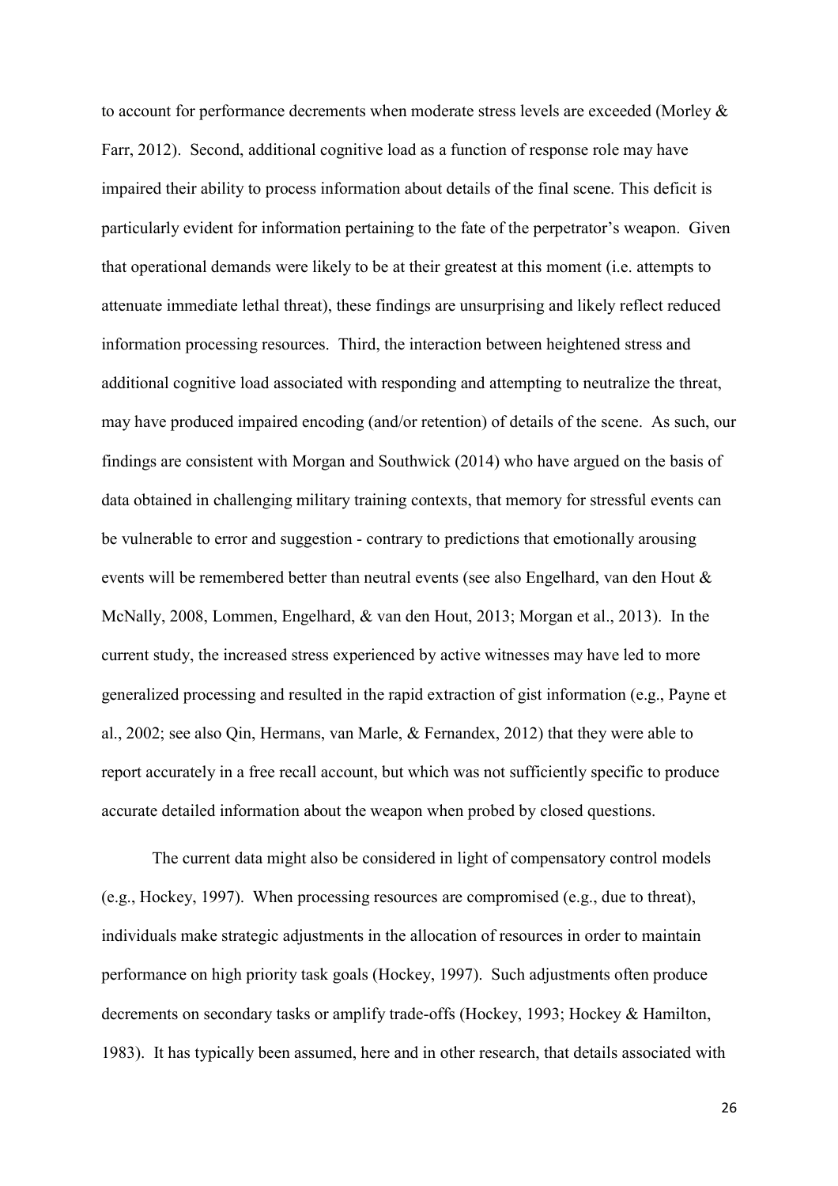to account for performance decrements when moderate stress levels are exceeded (Morley & Farr, 2012). Second, additional cognitive load as a function of response role may have impaired their ability to process information about details of the final scene. This deficit is particularly evident for information pertaining to the fate of the perpetrator's weapon. Given that operational demands were likely to be at their greatest at this moment (i.e. attempts to attenuate immediate lethal threat), these findings are unsurprising and likely reflect reduced information processing resources. Third, the interaction between heightened stress and additional cognitive load associated with responding and attempting to neutralize the threat, may have produced impaired encoding (and/or retention) of details of the scene. As such, our findings are consistent with Morgan and Southwick (2014) who have argued on the basis of data obtained in challenging military training contexts, that memory for stressful events can be vulnerable to error and suggestion - contrary to predictions that emotionally arousing events will be remembered better than neutral events (see also Engelhard, van den Hout & McNally, 2008, Lommen, Engelhard, & van den Hout, 2013; Morgan et al., 2013). In the current study, the increased stress experienced by active witnesses may have led to more generalized processing and resulted in the rapid extraction of gist information (e.g., Payne et al., 2002; see also Qin, Hermans, van Marle, & Fernandex, 2012) that they were able to report accurately in a free recall account, but which was not sufficiently specific to produce accurate detailed information about the weapon when probed by closed questions.

The current data might also be considered in light of compensatory control models (e.g., Hockey, 1997). When processing resources are compromised (e.g., due to threat), individuals make strategic adjustments in the allocation of resources in order to maintain performance on high priority task goals (Hockey, 1997). Such adjustments often produce decrements on secondary tasks or amplify trade-offs (Hockey, 1993; Hockey & Hamilton, 1983). It has typically been assumed, here and in other research, that details associated with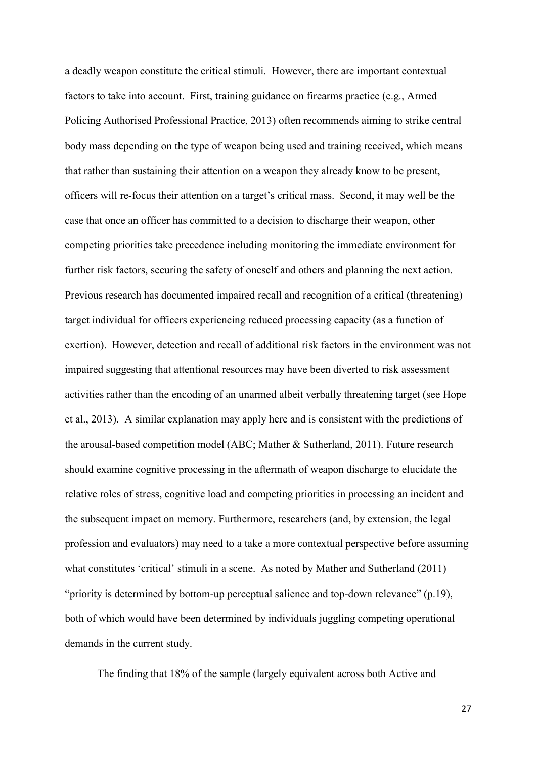a deadly weapon constitute the critical stimuli. However, there are important contextual factors to take into account. First, training guidance on firearms practice (e.g., Armed Policing Authorised Professional Practice, 2013) often recommends aiming to strike central body mass depending on the type of weapon being used and training received, which means that rather than sustaining their attention on a weapon they already know to be present, officers will re-focus their attention on a target's critical mass. Second, it may well be the case that once an officer has committed to a decision to discharge their weapon, other competing priorities take precedence including monitoring the immediate environment for further risk factors, securing the safety of oneself and others and planning the next action. Previous research has documented impaired recall and recognition of a critical (threatening) target individual for officers experiencing reduced processing capacity (as a function of exertion). However, detection and recall of additional risk factors in the environment was not impaired suggesting that attentional resources may have been diverted to risk assessment activities rather than the encoding of an unarmed albeit verbally threatening target (see Hope et al., 2013). A similar explanation may apply here and is consistent with the predictions of the arousal-based competition model (ABC; Mather & Sutherland, 2011). Future research should examine cognitive processing in the aftermath of weapon discharge to elucidate the relative roles of stress, cognitive load and competing priorities in processing an incident and the subsequent impact on memory. Furthermore, researchers (and, by extension, the legal profession and evaluators) may need to a take a more contextual perspective before assuming what constitutes 'critical' stimuli in a scene. As noted by Mather and Sutherland (2011) "priority is determined by bottom-up perceptual salience and top-down relevance" (p.19), both of which would have been determined by individuals juggling competing operational demands in the current study.

The finding that 18% of the sample (largely equivalent across both Active and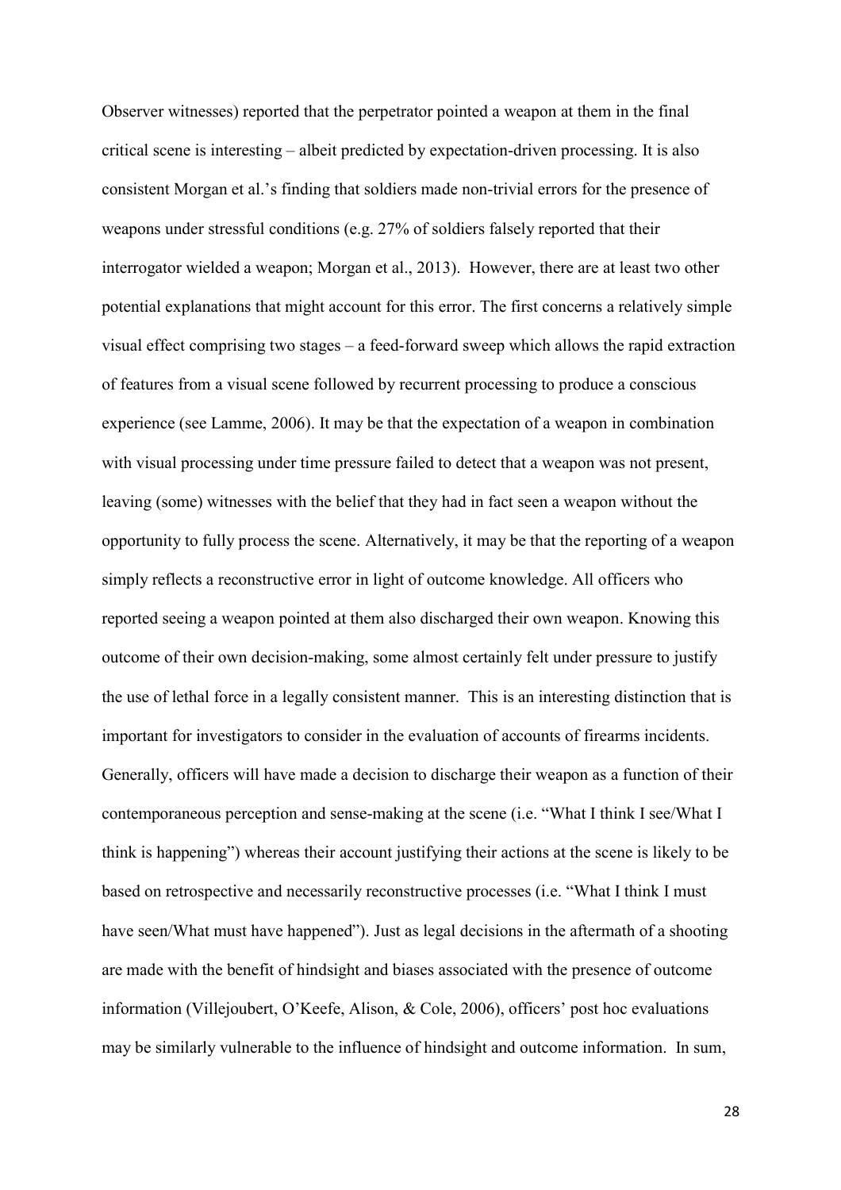Observer witnesses) reported that the perpetrator pointed a weapon at them in the final critical scene is interesting – albeit predicted by expectation-driven processing. It is also consistent Morgan et al.'s finding that soldiers made non-trivial errors for the presence of weapons under stressful conditions (e.g. 27% of soldiers falsely reported that their interrogator wielded a weapon; Morgan et al., 2013). However, there are at least two other potential explanations that might account for this error. The first concerns a relatively simple visual effect comprising two stages – a feed-forward sweep which allows the rapid extraction of features from a visual scene followed by recurrent processing to produce a conscious experience (see Lamme, 2006). It may be that the expectation of a weapon in combination with visual processing under time pressure failed to detect that a weapon was not present, leaving (some) witnesses with the belief that they had in fact seen a weapon without the opportunity to fully process the scene. Alternatively, it may be that the reporting of a weapon simply reflects a reconstructive error in light of outcome knowledge. All officers who reported seeing a weapon pointed at them also discharged their own weapon. Knowing this outcome of their own decision-making, some almost certainly felt under pressure to justify the use of lethal force in a legally consistent manner. This is an interesting distinction that is important for investigators to consider in the evaluation of accounts of firearms incidents. Generally, officers will have made a decision to discharge their weapon as a function of their contemporaneous perception and sense-making at the scene (i.e. "What I think I see/What I think is happening") whereas their account justifying their actions at the scene is likely to be based on retrospective and necessarily reconstructive processes (i.e. "What I think I must have seen/What must have happened"). Just as legal decisions in the aftermath of a shooting are made with the benefit of hindsight and biases associated with the presence of outcome information (Villejoubert, O'Keefe, Alison, & Cole, 2006), officers' post hoc evaluations may be similarly vulnerable to the influence of hindsight and outcome information. In sum,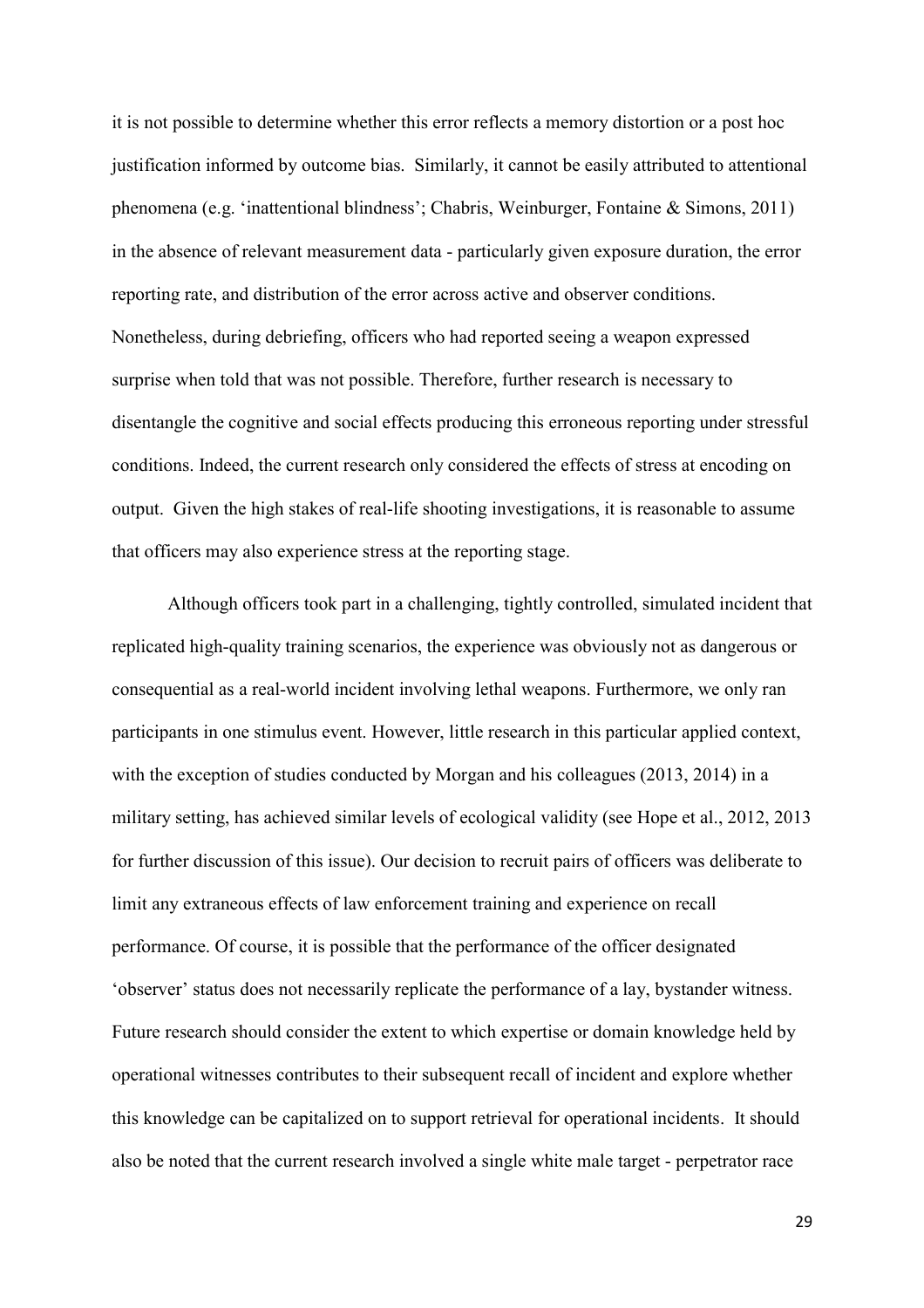it is not possible to determine whether this error reflects a memory distortion or a post hoc justification informed by outcome bias. Similarly, it cannot be easily attributed to attentional phenomena (e.g. 'inattentional blindness'; Chabris, Weinburger, Fontaine & Simons, 2011) in the absence of relevant measurement data - particularly given exposure duration, the error reporting rate, and distribution of the error across active and observer conditions. Nonetheless, during debriefing, officers who had reported seeing a weapon expressed surprise when told that was not possible. Therefore, further research is necessary to disentangle the cognitive and social effects producing this erroneous reporting under stressful conditions. Indeed, the current research only considered the effects of stress at encoding on output. Given the high stakes of real-life shooting investigations, it is reasonable to assume that officers may also experience stress at the reporting stage.

Although officers took part in a challenging, tightly controlled, simulated incident that replicated high-quality training scenarios, the experience was obviously not as dangerous or consequential as a real-world incident involving lethal weapons. Furthermore, we only ran participants in one stimulus event. However, little research in this particular applied context, with the exception of studies conducted by Morgan and his colleagues (2013, 2014) in a military setting, has achieved similar levels of ecological validity (see Hope et al., 2012, 2013 for further discussion of this issue). Our decision to recruit pairs of officers was deliberate to limit any extraneous effects of law enforcement training and experience on recall performance. Of course, it is possible that the performance of the officer designated 'observer' status does not necessarily replicate the performance of a lay, bystander witness. Future research should consider the extent to which expertise or domain knowledge held by operational witnesses contributes to their subsequent recall of incident and explore whether this knowledge can be capitalized on to support retrieval for operational incidents. It should also be noted that the current research involved a single white male target - perpetrator race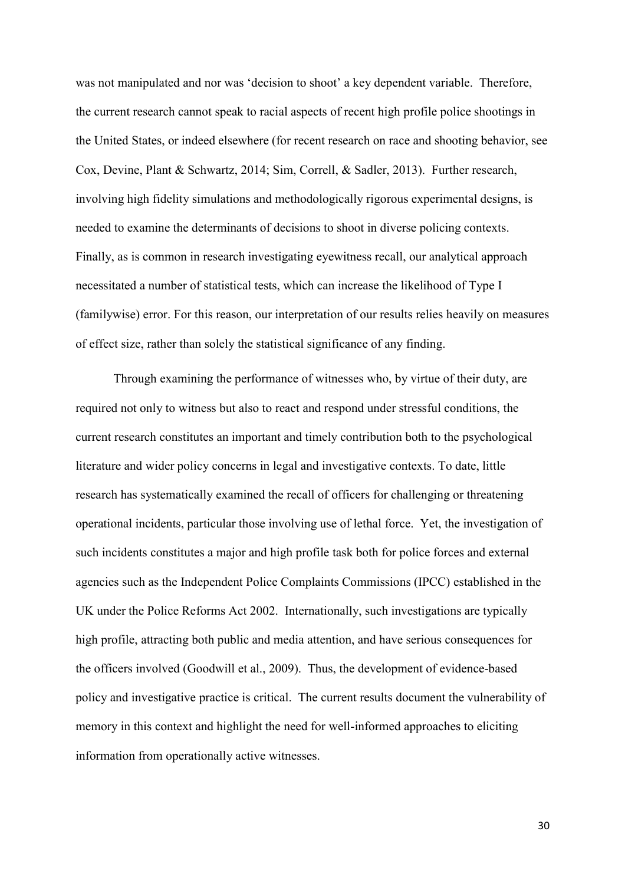was not manipulated and nor was 'decision to shoot' a key dependent variable. Therefore, the current research cannot speak to racial aspects of recent high profile police shootings in the United States, or indeed elsewhere (for recent research on race and shooting behavior, see Cox, Devine, Plant & Schwartz, 2014; Sim, Correll, & Sadler, 2013). Further research, involving high fidelity simulations and methodologically rigorous experimental designs, is needed to examine the determinants of decisions to shoot in diverse policing contexts. Finally, as is common in research investigating eyewitness recall, our analytical approach necessitated a number of statistical tests, which can increase the likelihood of Type I (familywise) error. For this reason, our interpretation of our results relies heavily on measures of effect size, rather than solely the statistical significance of any finding.

Through examining the performance of witnesses who, by virtue of their duty, are required not only to witness but also to react and respond under stressful conditions, the current research constitutes an important and timely contribution both to the psychological literature and wider policy concerns in legal and investigative contexts. To date, little research has systematically examined the recall of officers for challenging or threatening operational incidents, particular those involving use of lethal force. Yet, the investigation of such incidents constitutes a major and high profile task both for police forces and external agencies such as the Independent Police Complaints Commissions (IPCC) established in the UK under the Police Reforms Act 2002. Internationally, such investigations are typically high profile, attracting both public and media attention, and have serious consequences for the officers involved (Goodwill et al., 2009). Thus, the development of evidence-based policy and investigative practice is critical. The current results document the vulnerability of memory in this context and highlight the need for well-informed approaches to eliciting information from operationally active witnesses.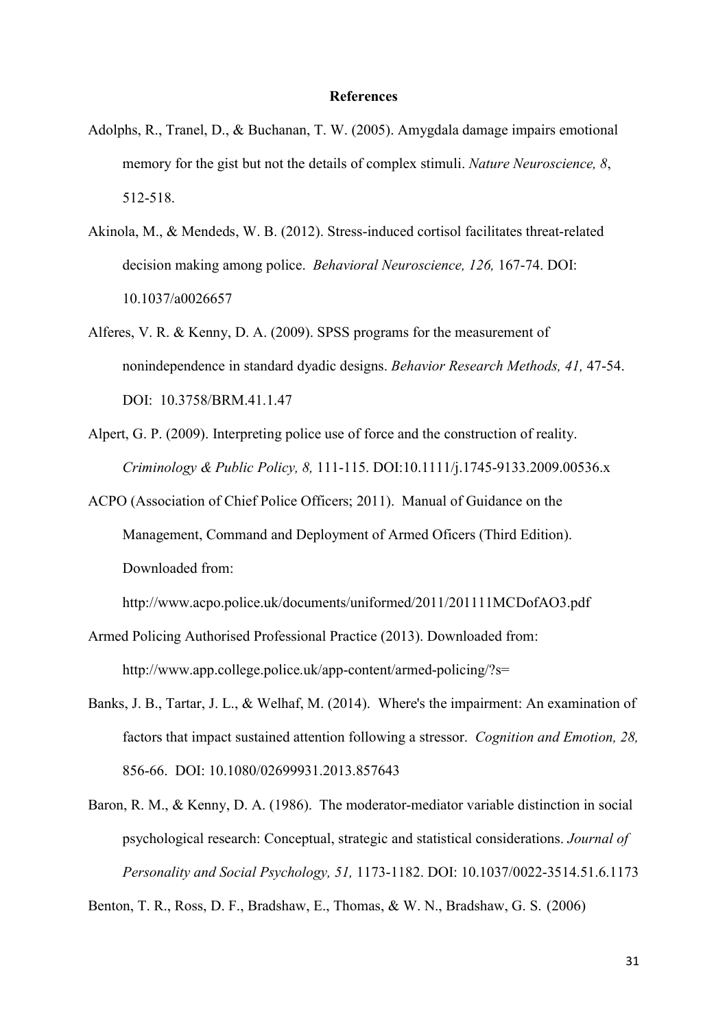# References

Adolphs, R., Tranel, D., & Buchanan, T. W. (2005). Amygdala damage impairs emotional memory for the gist but not the details of complex stimuli. *Nature Neuroscience, 8*, 512-518.

Akinola, M., & Mendeds, W. B. (2012). Stress-induced cortisol facilitates threat-related decision making among police. *Behavioral Neuroscience, 126,* 167-74. DOI: 10.1037/a0026657

Alferes, V. R. & Kenny, D. A. (2009). SPSS programs for the measurement of nonindependence in standard dyadic designs. *Behavior Research Methods, 41,* 47-54. DOI: 10.3758/BRM.41.1.47

Alpert, G. P. (2009). Interpreting police use of force and the construction of reality. *Criminology & Public Policy, 8,* 111-115. DOI:10.1111/j.1745-9133.2009.00536.x

ACPO (Association of Chief Police Officers; 2011). Manual of Guidance on the Management, Command and Deployment of Armed Oficers (Third Edition). Downloaded from: http://www.acpo.police.uk/documents/uniformed/2011/201111MCDofAO3.pdf

Armed Policing Authorised Professional Practice (2013). Downloaded from: http://www.app.college.police.uk/app-content/armed-policing/?s=

Banks, J. B., Tartar, J. L., & Welhaf, M. (2014). Where's the impairment: An examination of factors that impact sustained attention following a stressor. *Cognition and Emotion, 28,* 856-66. DOI: 10.1080/02699931.2013.857643

Baron, R. M., & Kenny, D. A. (1986). The moderator-mediator variable distinction in social psychological research: Conceptual, strategic and statistical considerations. *Journal of Personality and Social Psychology, 51,* 1173-1182. DOI: 10.1037/0022-3514.51.6.1173

Benton, T. R., Ross, D. F., Bradshaw, E., Thomas, & W. N., Bradshaw, G. S. (2006)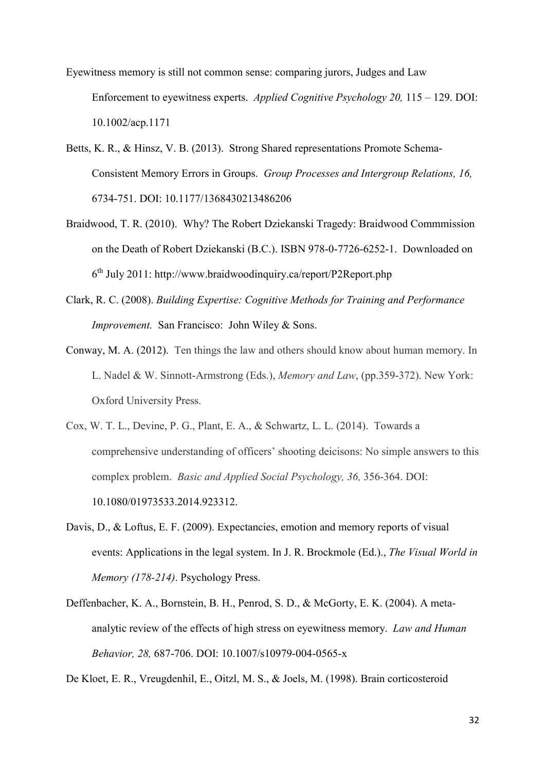Eyewitness memory is still not common sense: comparing jurors, Judges and Law Enforcement to eyewitness experts. *Applied Cognitive Psychology 20,* 115 – 129. DOI: 10.1002/acp.1171

Betts, K. R., & Hinsz, V. B. (2013). Strong Shared representations Promote Schema-Consistent Memory Errors in Groups. *Group Processes and Intergroup Relations, 16,* 6734-751. DOI: 10.1177/1368430213486206

Braidwood, T. R. (2010). Why? The Robert Dziekanski Tragedy: Braidwood Commmission on the Death of Robert Dziekanski (B.C.). ISBN 978-0-7726-6252-1. Downloaded on 6th July 2011: http://www.braidwoodinquiry.ca/report/P2Report.php

Clark, R. C. (2008). *Building Expertise: Cognitive Methods for Training and Performance Improvement.* San Francisco: John Wiley & Sons.

Conway, M. A. (2012). Ten things the law and others should know about human memory. In L. Nadel & W. Sinnott-Armstrong (Eds.), *Memory and Law*, (pp.359-372). New York: Oxford University Press.

Cox, W. T. L., Devine, P. G., Plant, E. A., & Schwartz, L. L. (2014). Towards a comprehensive understanding of officers' shooting deicisons: No simple answers to this complex problem. *Basic and Applied Social Psychology, 36,* 356-364. DOI: 10.1080/01973533.2014.923312.

Davis, D., & Loftus, E. F. (2009). Expectancies, emotion and memory reports of visual events: Applications in the legal system. In J. R. Brockmole (Ed.)., *The Visual World in Memory (178-214)*. Psychology Press.

Deffenbacher, K. A., Bornstein, B. H., Penrod, S. D., & McGorty, E. K. (2004). A meta-analytic review of the effects of high stress on eyewitness memory. *Law and Human Behavior, 28,* 687-706. DOI: 10.1007/s10979-004-0565-x

De Kloet, E. R., Vreugdenhil, E., Oitzl, M. S., & Joels, M. (1998). Brain corticosteroid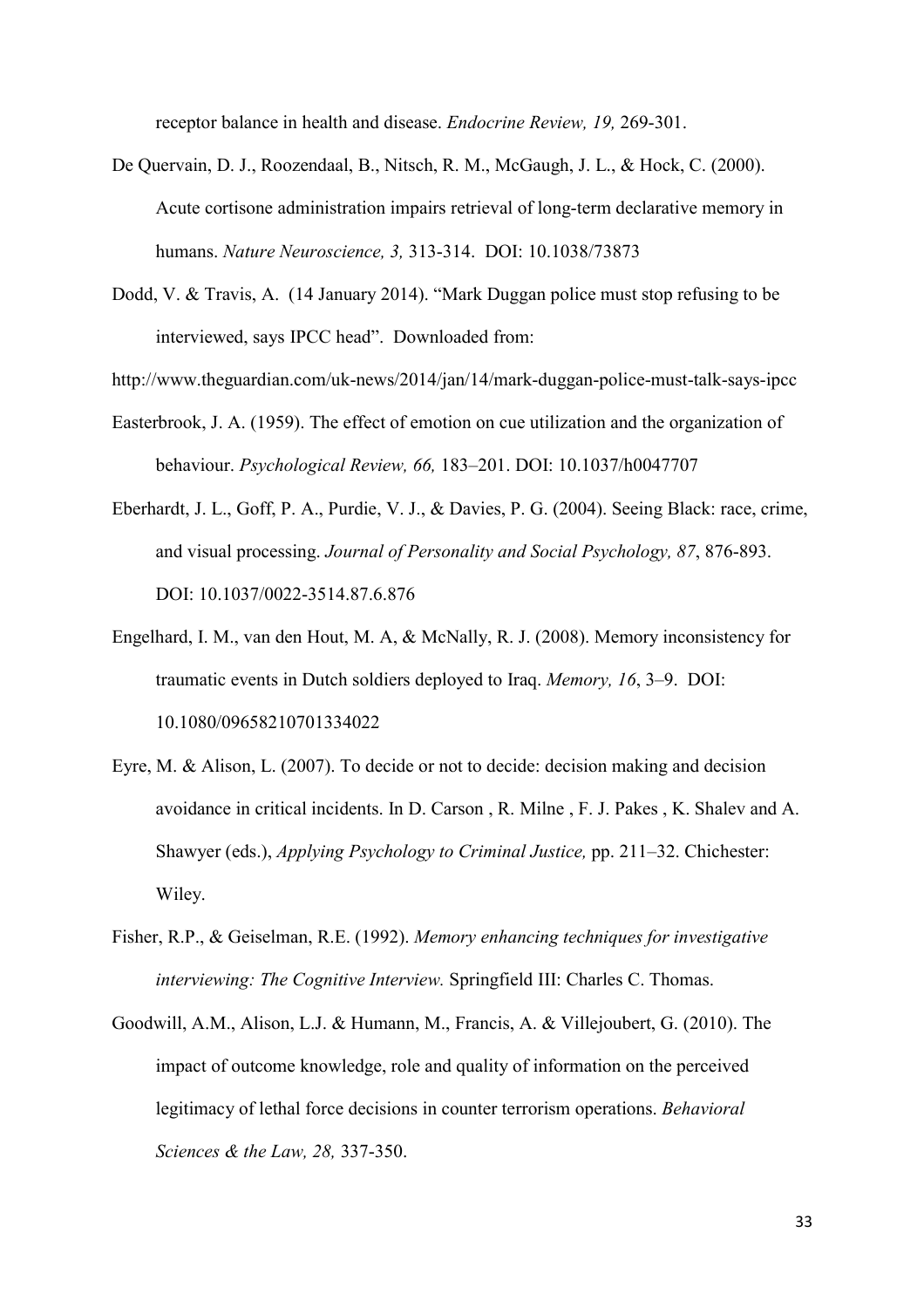receptor balance in health and disease. *Endocrine Review, 19,* 269-301.

De Quervain, D. J., Roozendaal, B., Nitsch, R. M., McGaugh, J. L., & Hock, C. (2000). Acute cortisone administration impairs retrieval of long-term declarative memory in humans. *Nature Neuroscience, 3,* 313-314. DOI: 10.1038/73873

Dodd, V. & Travis, A. (14 January 2014). "Mark Duggan police must stop refusing to be interviewed, says IPCC head". Downloaded from:

http://www.theguardian.com/uk-news/2014/jan/14/mark-duggan-police-must-talk-says-ipcc

Easterbrook, J. A. (1959). The effect of emotion on cue utilization and the organization of behaviour. *Psychological Review, 66,* 183–201. DOI: 10.1037/h0047707

Eberhardt, J. L., Goff, P. A., Purdie, V. J., & Davies, P. G. (2004). Seeing Black: race, crime, and visual processing. *Journal of Personality and Social Psychology, 87*, 876-893. DOI: 10.1037/0022-3514.87.6.876

Engelhard, I. M., van den Hout, M. A, & McNally, R. J. (2008). Memory inconsistency for traumatic events in Dutch soldiers deployed to Iraq. *Memory, 16*, 3–9. DOI: 10.1080/09658210701334022

Eyre, M. & Alison, L. (2007). To decide or not to decide: decision making and decision avoidance in critical incidents. In D. Carson , R. Milne , F. J. Pakes , K. Shalev and A. Shawyer (eds.), *Applying Psychology to Criminal Justice,* pp. 211–32. Chichester: Wiley.

Fisher, R.P., & Geiselman, R.E. (1992). *Memory enhancing techniques for investigative interviewing: The Cognitive Interview.* Springfield III: Charles C. Thomas.

Goodwill, A.M., Alison, L.J. & Humann, M., Francis, A. & Villejoubert, G. (2010). The impact of outcome knowledge, role and quality of information on the perceived legitimacy of lethal force decisions in counter terrorism operations. *Behavioral Sciences & the Law, 28,* 337-350.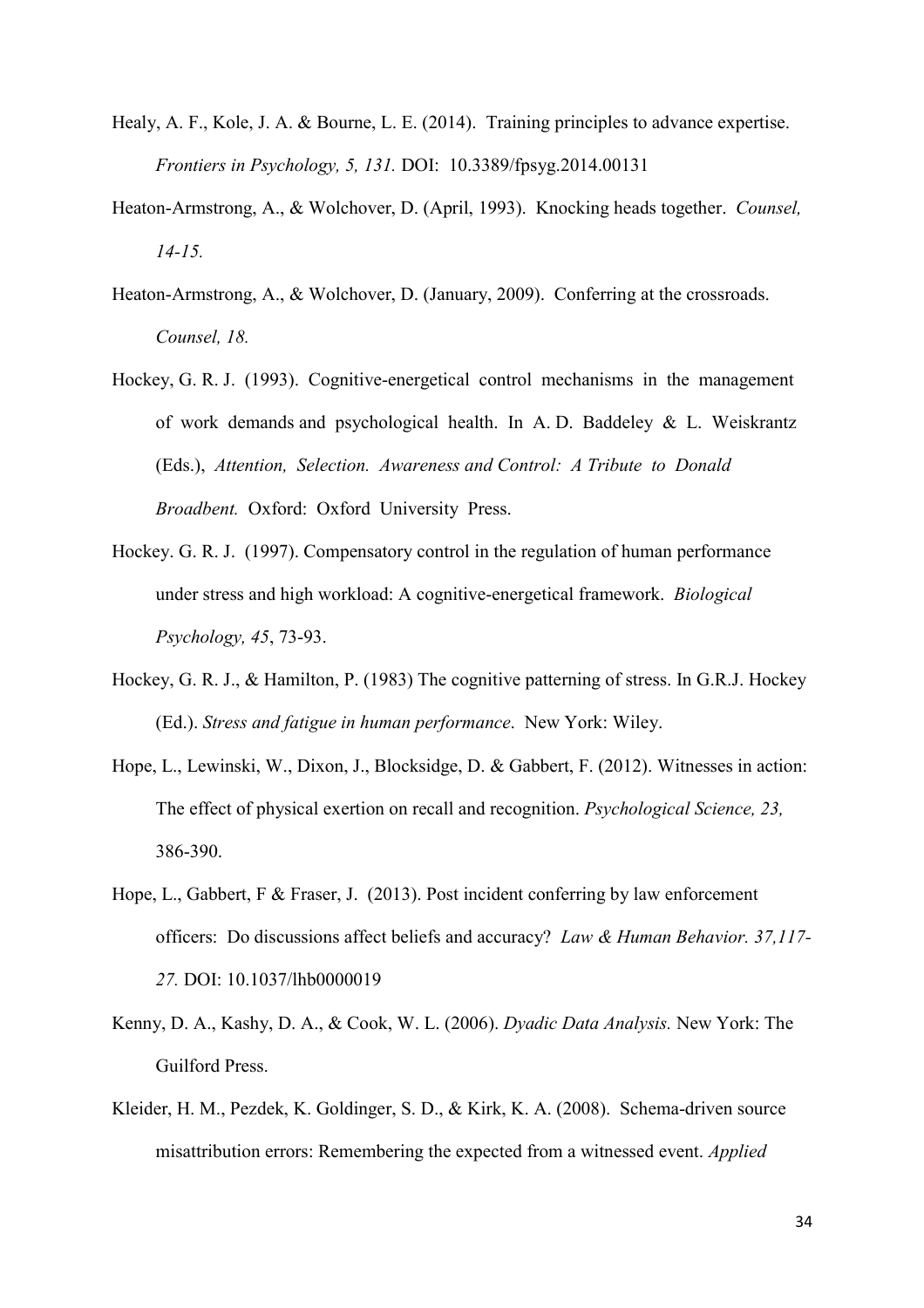Healy, A. F., Kole, J. A. & Bourne, L. E. (2014). Training principles to advance expertise. *Frontiers in Psychology, 5, 131.* DOI: 10.3389/fpsyg.2014.00131

Heaton-Armstrong, A., & Wolchover, D. (April, 1993). Knocking heads together. *Counsel, 14-15.*

Heaton-Armstrong, A., & Wolchover, D. (January, 2009). Conferring at the crossroads. *Counsel, 18.*

Hockey, G. R. J. (1993). Cognitive-energetical control mechanisms in the management of work demands and psychological health. In A. D. Baddeley & L. Weiskrantz (Eds.), *Attention, Selection. Awareness and Control: A Tribute to Donald Broadbent.* Oxford: Oxford University Press.

Hockey. G. R. J. (1997). Compensatory control in the regulation of human performance under stress and high workload: A cognitive-energetical framework. *Biological Psychology, 45*, 73-93.

Hockey, G. R. J., & Hamilton, P. (1983) The cognitive patterning of stress. In G.R.J. Hockey (Ed.). *Stress and fatigue in human performance*. New York: Wiley.

Hope, L., Lewinski, W., Dixon, J., Blocksidge, D. & Gabbert, F. (2012). Witnesses in action: The effect of physical exertion on recall and recognition. *Psychological Science, 23,* 386-390.

Hope, L., Gabbert, F & Fraser, J. (2013). Post incident conferring by law enforcement officers: Do discussions affect beliefs and accuracy? *Law & Human Behavior. 37,117-27.* DOI: 10.1037/lhb0000019

Kenny, D. A., Kashy, D. A., & Cook, W. L. (2006). *Dyadic Data Analysis.* New York: The Guilford Press.

Kleider, H. M., Pezdek, K. Goldinger, S. D., & Kirk, K. A. (2008). Schema-driven source misattribution errors: Remembering the expected from a witnessed event. *Applied*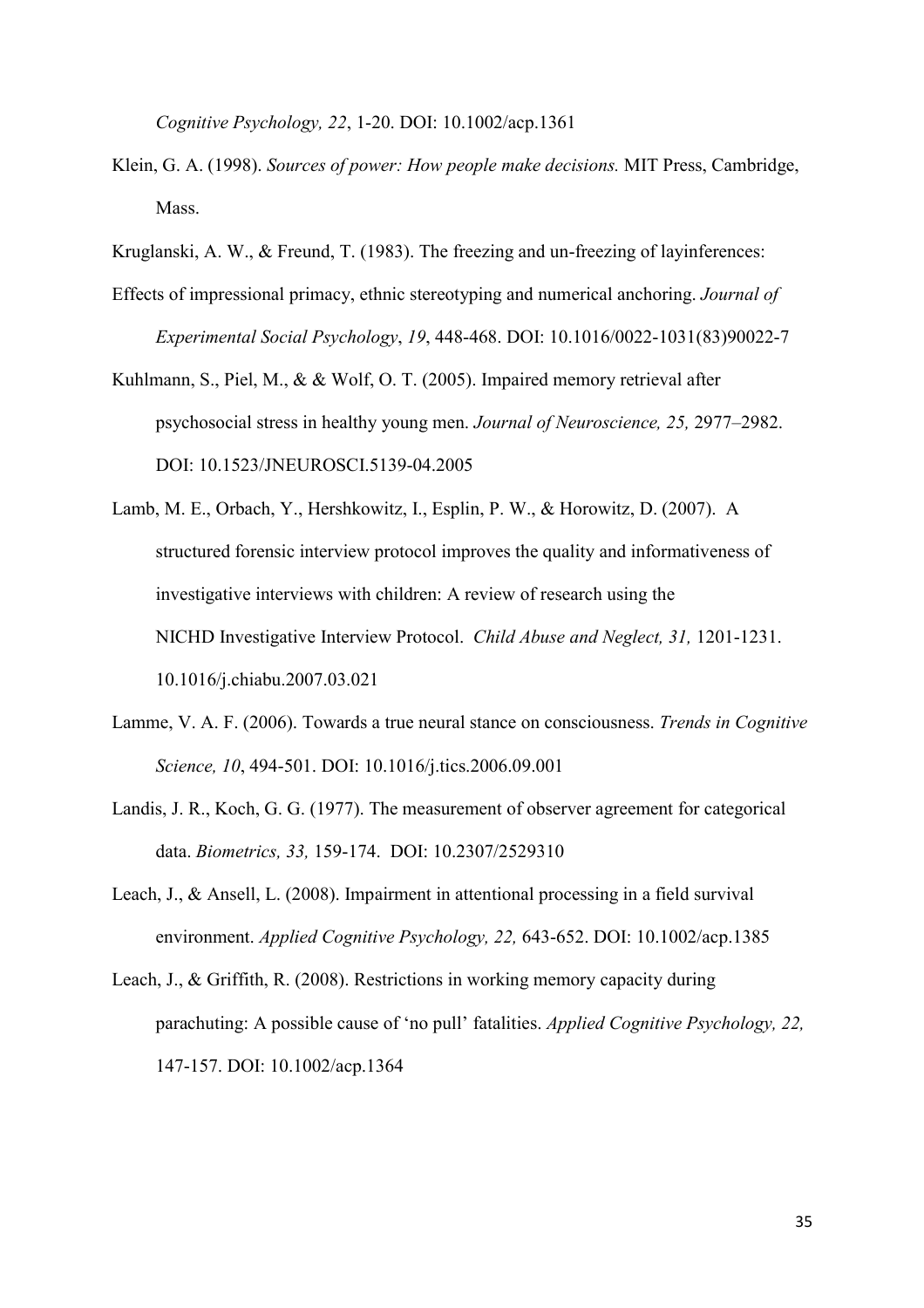*Cognitive Psychology, 22*, 1-20. DOI: 10.1002/acp.1361

Klein, G. A. (1998). *Sources of power: How people make decisions.* MIT Press, Cambridge, Mass.

Kruglanski, A. W., & Freund, T. (1983). The freezing and un-freezing of layinferences: Effects of impressional primacy, ethnic stereotyping and numerical anchoring. *Journal of Experimental Social Psychology*, *19*, 448-468. DOI: 10.1016/0022-1031(83)90022-7

Kuhlmann, S., Piel, M., & & Wolf, O. T. (2005). Impaired memory retrieval after psychosocial stress in healthy young men. *Journal of Neuroscience, 25,* 2977–2982. DOI: 10.1523/JNEUROSCI.5139-04.2005

Lamb, M. E., Orbach, Y., Hershkowitz, I., Esplin, P. W., & Horowitz, D. (2007). A structured forensic interview protocol improves the quality and informativeness of investigative interviews with children: A review of research using the NICHD Investigative Interview Protocol. *Child Abuse and Neglect, 31,* 1201-1231. 10.1016/j.chiabu.2007.03.021

Lamme, V. A. F. (2006). Towards a true neural stance on consciousness. *Trends in Cognitive Science, 10*, 494-501. DOI: 10.1016/j.tics.2006.09.001

Landis, J. R., Koch, G. G. (1977). The measurement of observer agreement for categorical data. *Biometrics, 33,* 159-174. DOI: 10.2307/2529310

Leach, J., & Ansell, L. (2008). Impairment in attentional processing in a field survival environment. *Applied Cognitive Psychology, 22,* 643-652. DOI: 10.1002/acp.1385

Leach, J., & Griffith, R. (2008). Restrictions in working memory capacity during parachuting: A possible cause of 'no pull' fatalities. *Applied Cognitive Psychology, 22,* 147-157. DOI: 10.1002/acp.1364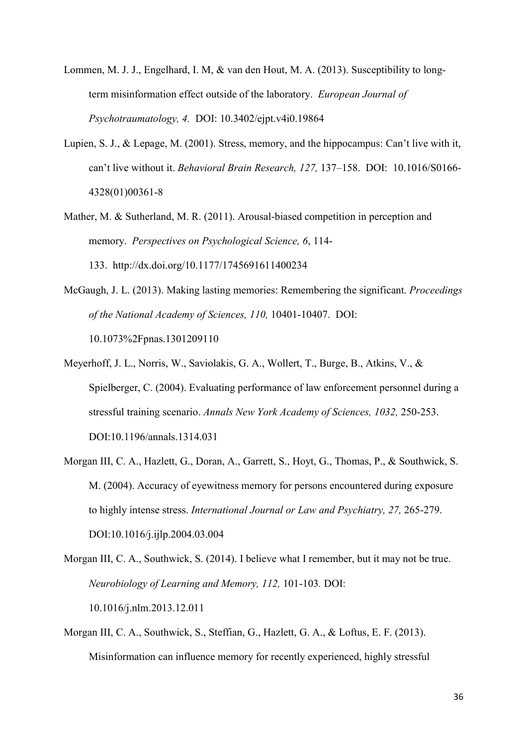Lommen, M. J. J., Engelhard, I. M, & van den Hout, M. A. (2013). Susceptibility to long-term misinformation effect outside of the laboratory. *European Journal of Psychotraumatology, 4.* DOI: 10.3402/ejpt.v4i0.19864

Lupien, S. J., & Lepage, M. (2001). Stress, memory, and the hippocampus: Can't live with it, can't live without it. *Behavioral Brain Research, 127,* 137–158. DOI: 10.1016/S0166-4328(01)00361-8

Mather, M. & Sutherland, M. R. (2011). Arousal-biased competition in perception and memory. *Perspectives on Psychological Science, 6*, 114-133. http://dx.doi.org/10.1177/1745691611400234

McGaugh, J. L. (2013). Making lasting memories: Remembering the significant. *Proceedings of the National Academy of Sciences, 110,* 10401-10407. DOI: 10.1073%2Fpnas.1301209110

Meyerhoff, J. L., Norris, W., Saviolakis, G. A., Wollert, T., Burge, B., Atkins, V., & Spielberger, C. (2004). Evaluating performance of law enforcement personnel during a stressful training scenario. *Annals New York Academy of Sciences, 1032,* 250-253. DOI:10.1196/annals.1314.031

Morgan III, C. A., Hazlett, G., Doran, A., Garrett, S., Hoyt, G., Thomas, P., & Southwick, S. M. (2004). Accuracy of eyewitness memory for persons encountered during exposure to highly intense stress. *International Journal or Law and Psychiatry, 27,* 265-279. DOI:10.1016/j.ijlp.2004.03.004

Morgan III, C. A., Southwick, S. (2014). I believe what I remember, but it may not be true. *Neurobiology of Learning and Memory, 112,* 101-103*.* DOI: 10.1016/j.nlm.2013.12.011

Morgan III, C. A., Southwick, S., Steffian, G., Hazlett, G. A., & Loftus, E. F. (2013). Misinformation can influence memory for recently experienced, highly stressful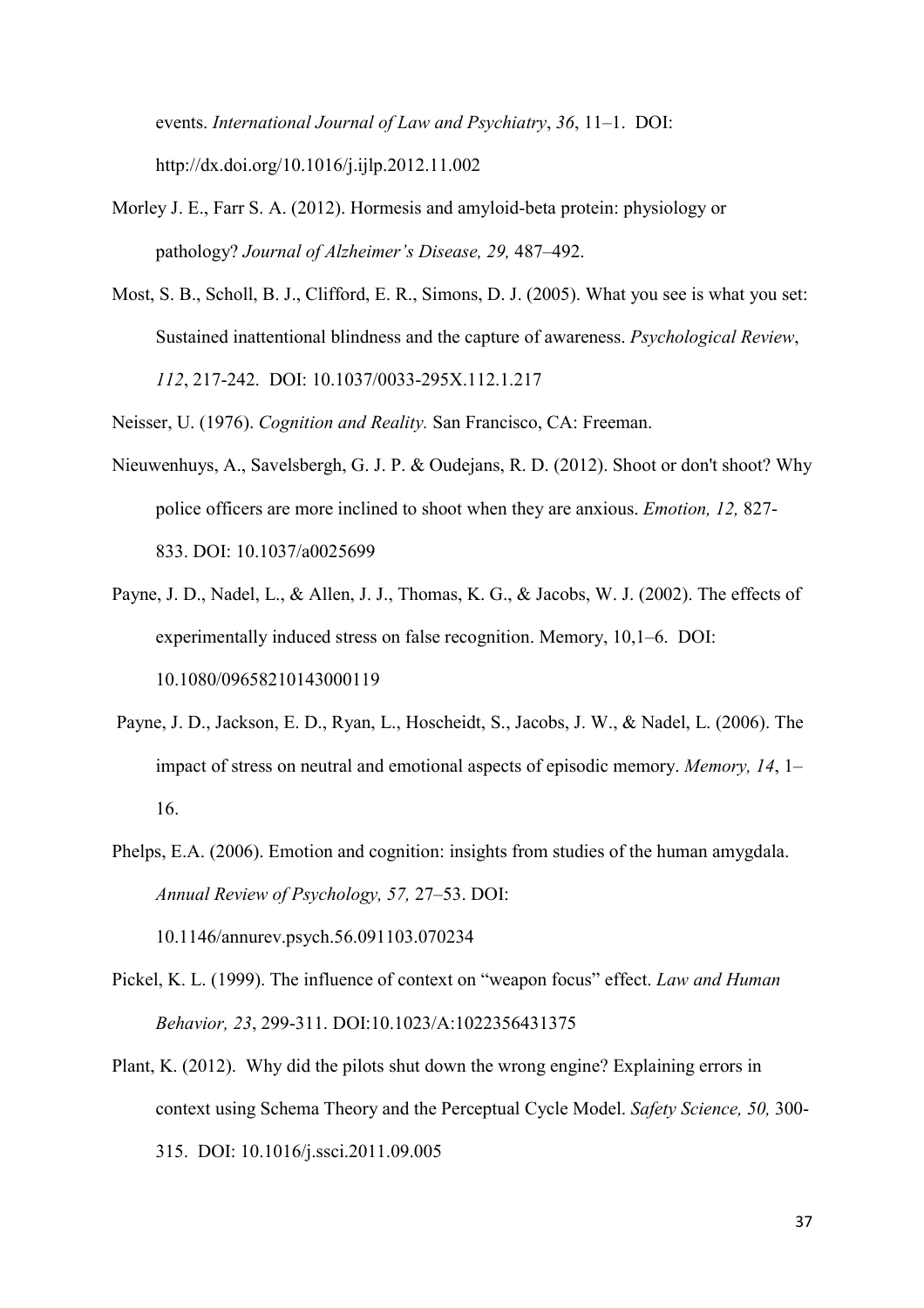events. *International Journal of Law and Psychiatry*, *36*, 11–1. DOI: http://dx.doi.org/10.1016/j.ijlp.2012.11.002

Morley J. E., Farr S. A. (2012). Hormesis and amyloid-beta protein: physiology or pathology? *Journal of Alzheimer's Disease, 29,* 487–492.

Most, S. B., Scholl, B. J., Clifford, E. R., Simons, D. J. (2005). What you see is what you set: Sustained inattentional blindness and the capture of awareness. *Psychological Review*, *112*, 217-242. DOI: 10.1037/0033-295X.112.1.217

Neisser, U. (1976). *Cognition and Reality.* San Francisco, CA: Freeman.

Nieuwenhuys, A., Savelsbergh, G. J. P. & Oudejans, R. D. (2012). Shoot or don't shoot? Why police officers are more inclined to shoot when they are anxious. *Emotion, 12,* 827-833. DOI: 10.1037/a0025699

Payne, J. D., Nadel, L., & Allen, J. J., Thomas, K. G., & Jacobs, W. J. (2002). The effects of experimentally induced stress on false recognition. Memory, 10,1–6. DOI: 10.1080/09658210143000119

Payne, J. D., Jackson, E. D., Ryan, L., Hoscheidt, S., Jacobs, J. W., & Nadel, L. (2006). The impact of stress on neutral and emotional aspects of episodic memory. *Memory, 14*, 1–16.

Phelps, E.A. (2006). Emotion and cognition: insights from studies of the human amygdala. *Annual Review of Psychology, 57,* 27–53. DOI: 10.1146/annurev.psych.56.091103.070234

Pickel, K. L. (1999). The influence of context on "weapon focus" effect. *Law and Human Behavior, 23*, 299-311. DOI:10.1023/A:1022356431375

Plant, K. (2012). Why did the pilots shut down the wrong engine? Explaining errors in context using Schema Theory and the Perceptual Cycle Model. *Safety Science, 50,* 300-315. DOI: 10.1016/j.ssci.2011.09.005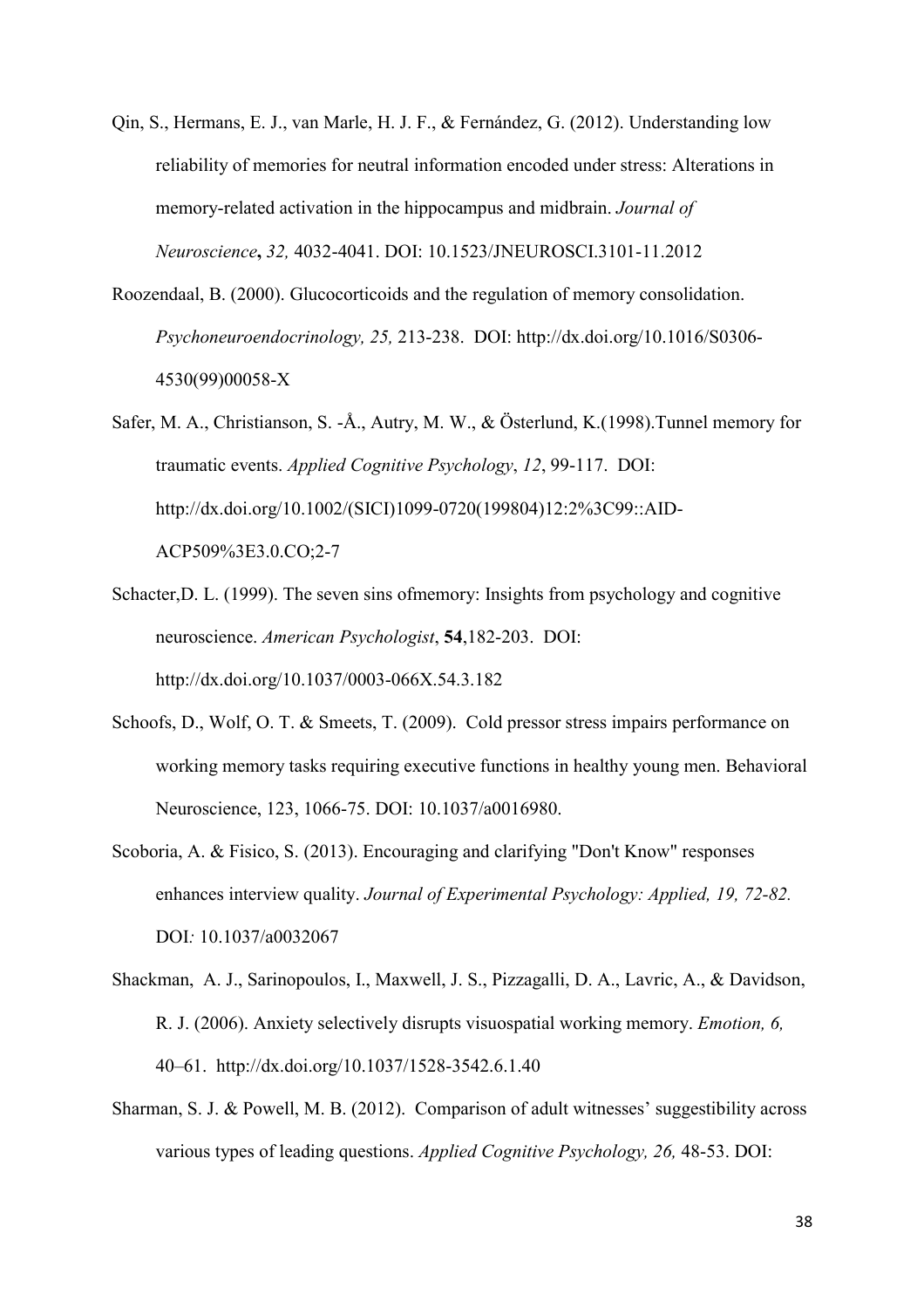Qin, S., Hermans, E. J., van Marle, H. J. F., & Fernández, G. (2012). Understanding low reliability of memories for neutral information encoded under stress: Alterations in memory-related activation in the hippocampus and midbrain. *Journal of Neuroscience***,** *32,* 4032-4041. DOI: 10.1523/JNEUROSCI.3101-11.2012

Roozendaal, B. (2000). Glucocorticoids and the regulation of memory consolidation. *Psychoneuroendocrinology, 25,* 213-238. DOI: http://dx.doi.org/10.1016/S0306-4530(99)00058-X

Safer, M. A., Christianson, S. -Å., Autry, M. W., & Österlund, K.(1998).Tunnel memory for traumatic events. *Applied Cognitive Psychology*, *12*, 99-117. DOI: http://dx.doi.org/10.1002/(SICI)1099-0720(199804)12:2%3C99::AID-ACP509%3E3.0.CO;2-7

Schacter,D. L. (1999). The seven sins ofmemory: Insights from psychology and cognitive neuroscience. *American Psychologist*, **54**,182-203. DOI: http://dx.doi.org/10.1037/0003-066X.54.3.182

Schoofs, D., Wolf, O. T. & Smeets, T. (2009). Cold pressor stress impairs performance on working memory tasks requiring executive functions in healthy young men. Behavioral Neuroscience, 123, 1066-75. DOI: 10.1037/a0016980.

Scoboria, A. & Fisico, S. (2013). Encouraging and clarifying "Don't Know" responses enhances interview quality. *Journal of Experimental Psychology: Applied, 19, 72-82.* DOI*:* 10.1037/a0032067

Shackman, A. J., Sarinopoulos, I., Maxwell, J. S., Pizzagalli, D. A., Lavric, A., & Davidson, R. J. (2006). Anxiety selectively disrupts visuospatial working memory. *Emotion, 6,* 40–61. http://dx.doi.org/10.1037/1528-3542.6.1.40

Sharman, S. J. & Powell, M. B. (2012). Comparison of adult witnesses' suggestibility across various types of leading questions. *Applied Cognitive Psychology, 26,* 48-53. DOI: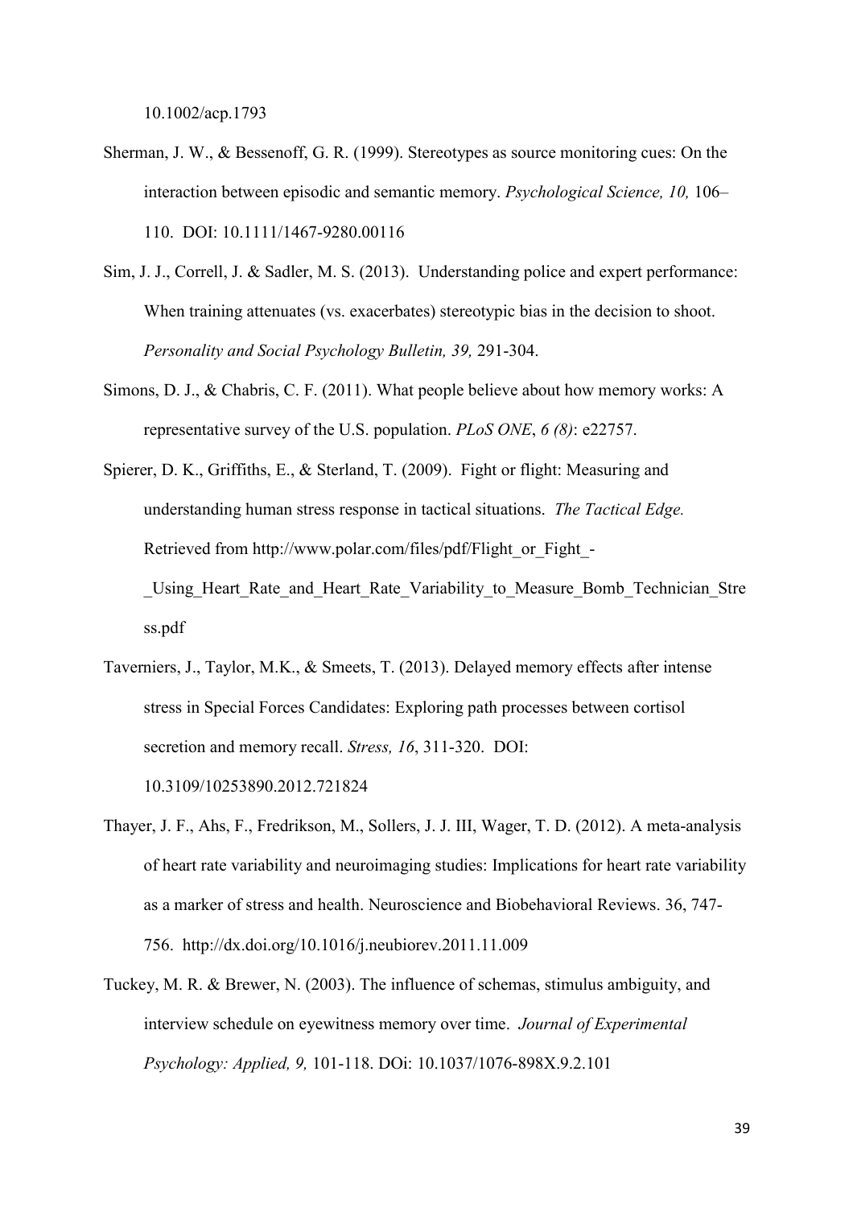10.1002/acp.1793

Sherman, J. W., & Bessenoff, G. R. (1999). Stereotypes as source monitoring cues: On the interaction between episodic and semantic memory. *Psychological Science, 10,* 106–110. DOI: 10.1111/1467-9280.00116

Sim, J. J., Correll, J. & Sadler, M. S. (2013). Understanding police and expert performance: When training attenuates (vs. exacerbates) stereotypic bias in the decision to shoot. *Personality and Social Psychology Bulletin, 39,* 291-304.

Simons, D. J., & Chabris, C. F. (2011). What people believe about how memory works: A representative survey of the U.S. population. *PLoS ONE*, *6 (8)*: e22757.

Spierer, D. K., Griffiths, E., & Sterland, T. (2009). Fight or flight: Measuring and understanding human stress response in tactical situations. *The Tactical Edge.* Retrieved from http://www.polar.com/files/pdf/Flight_or_Fight_-_Using_Heart_Rate_and_Heart_Rate_Variability_to_Measure_Bomb_Technician_Stress.pdf

Taverniers, J., Taylor, M.K., & Smeets, T. (2013). Delayed memory effects after intense stress in Special Forces Candidates: Exploring path processes between cortisol secretion and memory recall. *Stress, 16*, 311-320. DOI: 10.3109/10253890.2012.721824

Thayer, J. F., Ahs, F., Fredrikson, M., Sollers, J. J. III, Wager, T. D. (2012). A meta-analysis of heart rate variability and neuroimaging studies: Implications for heart rate variability as a marker of stress and health. Neuroscience and Biobehavioral Reviews. 36, 747-756. http://dx.doi.org/10.1016/j.neubiorev.2011.11.009

Tuckey, M. R. & Brewer, N. (2003). The influence of schemas, stimulus ambiguity, and interview schedule on eyewitness memory over time. *Journal of Experimental Psychology: Applied, 9,* 101-118. DOi: 10.1037/1076-898X.9.2.101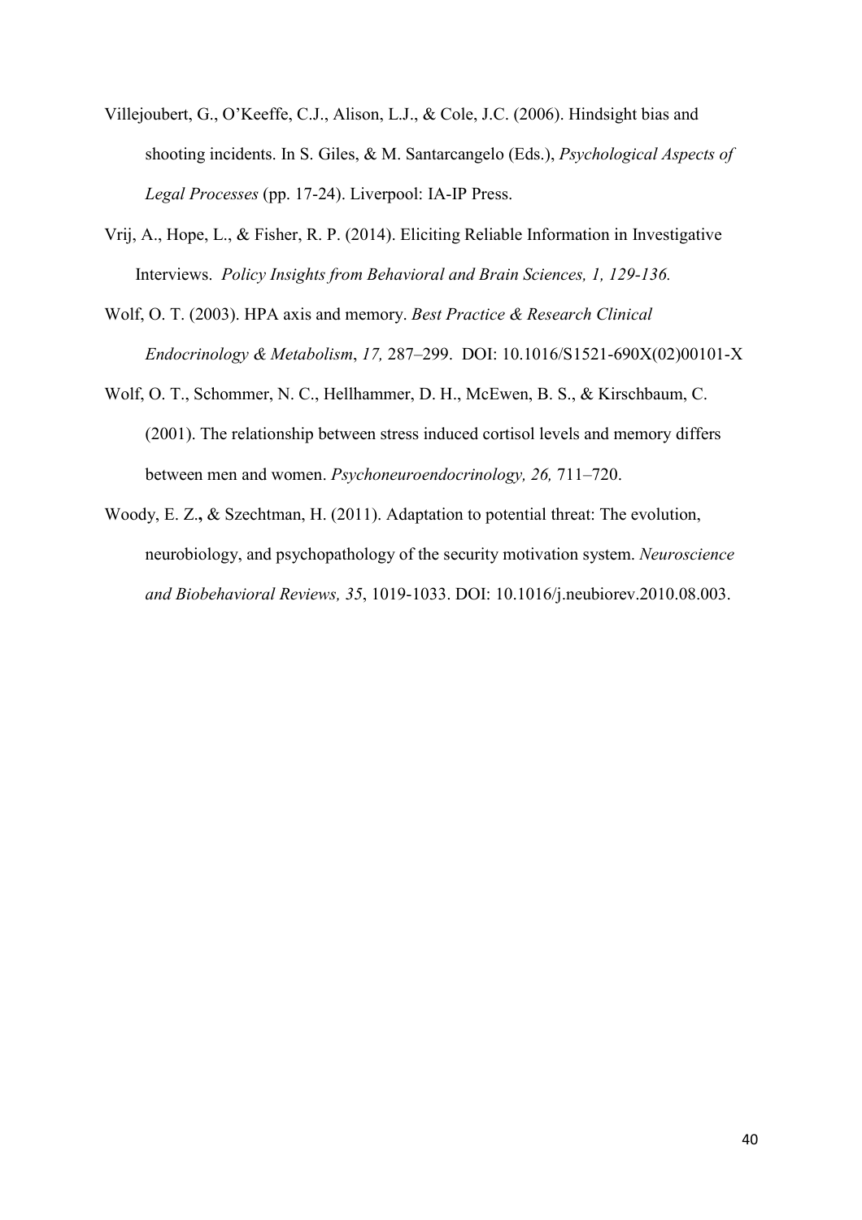Villejoubert, G., O'Keeffe, C.J., Alison, L.J., & Cole, J.C. (2006). Hindsight bias and shooting incidents. In S. Giles, & M. Santarcangelo (Eds.), *Psychological Aspects of Legal Processes* (pp. 17-24). Liverpool: IA-IP Press.

Vrij, A., Hope, L., & Fisher, R. P. (2014). Eliciting Reliable Information in Investigative Interviews. *Policy Insights from Behavioral and Brain Sciences, 1, 129-136.*

Wolf, O. T. (2003). HPA axis and memory. *Best Practice & Research Clinical Endocrinology & Metabolism*, *17,* 287–299. DOI: 10.1016/S1521-690X(02)00101-X

Wolf, O. T., Schommer, N. C., Hellhammer, D. H., McEwen, B. S., & Kirschbaum, C. (2001). The relationship between stress induced cortisol levels and memory differs between men and women. *Psychoneuroendocrinology, 26,* 711–720.

Woody, E. Z., & Szechtman, H. (2011). Adaptation to potential threat: The evolution, neurobiology, and psychopathology of the security motivation system. *Neuroscience and Biobehavioral Reviews, 35*, 1019-1033. DOI: 10.1016/j.neubiorev.2010.08.003.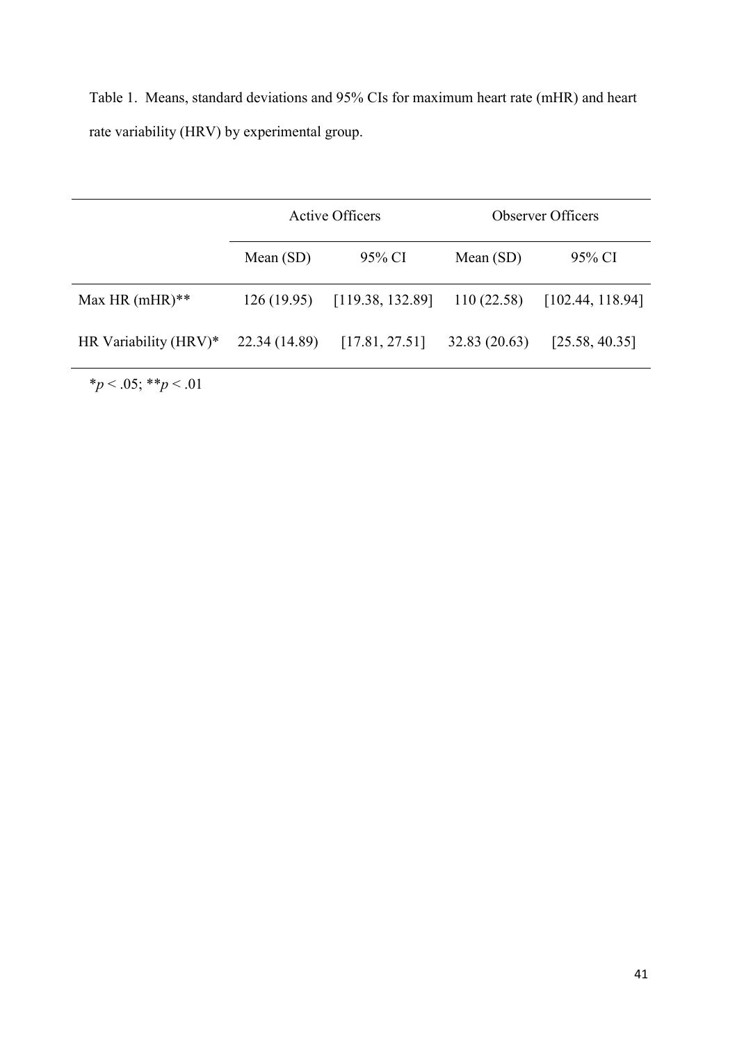Table 1. Means, standard deviations and 95% CIs for maximum heart rate (mHR) and heart rate variability (HRV) by experimental group.

| | Active Officers | | Observer Officers | |
|---|---|---|---|---|
| | Mean (SD) | 95% CI | Mean (SD) | 95% CI |
| Max HR (mHR)** | 126 (19.95) | [119.38, 132.89] | 110 (22.58) | [102.44, 118.94] |
| HR Variability (HRV)* | 22.34 (14.89) | [17.81, 27.51] | 32.83 (20.63) | [25.58, 40.35] |

*$p < .05$; **$p < .01$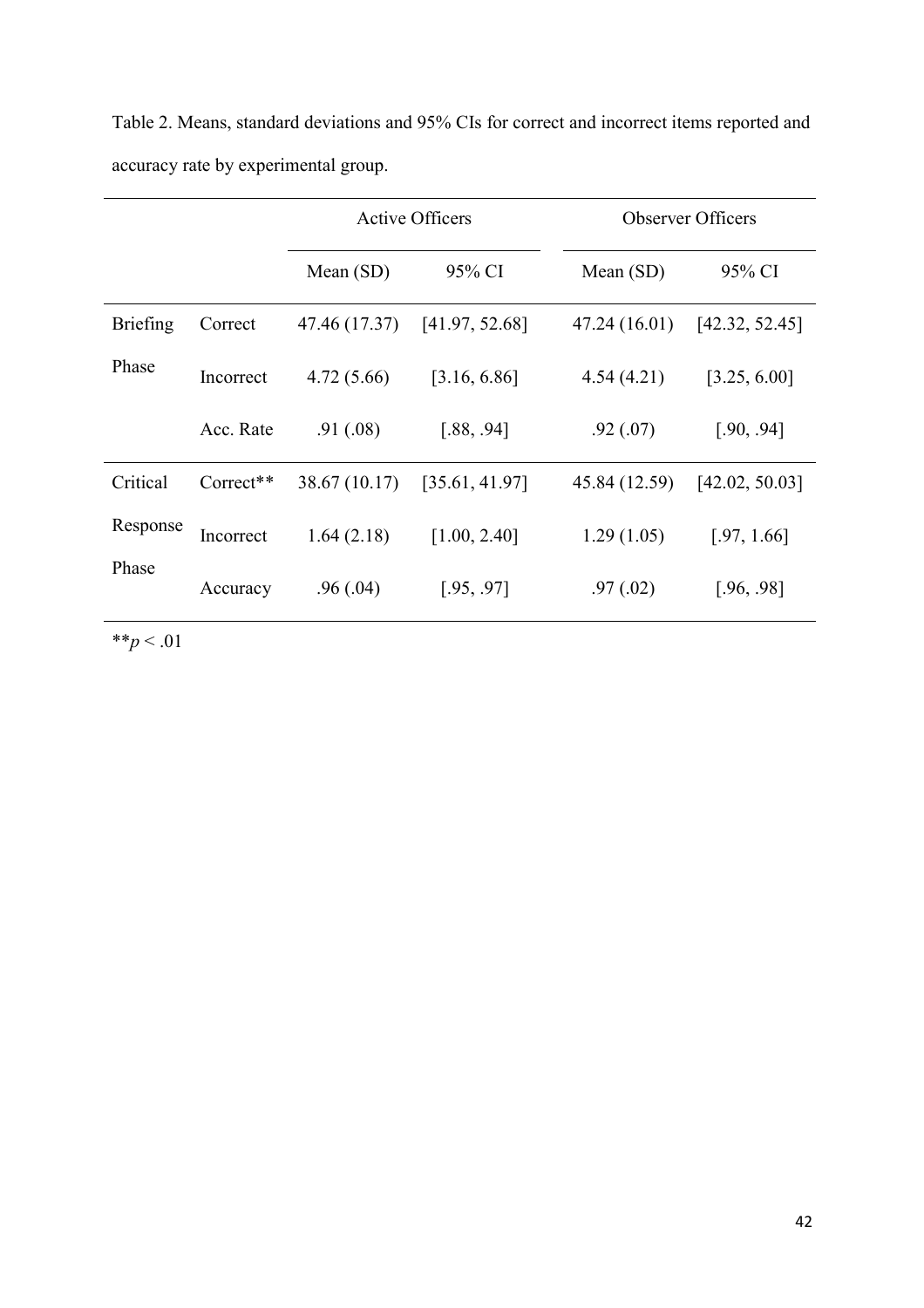Table 2. Means, standard deviations and 95% CIs for correct and incorrect items reported and accuracy rate by experimental group.

| | | Active Officers | | Observer Officers | |
|---|---|---|---|---|---|
| | | Mean (SD) | 95% CI | Mean (SD) | 95% CI |
| Briefing Phase | Correct | 47.46 (17.37) | [41.97, 52.68] | 47.24 (16.01) | [42.32, 52.45] |
| | Incorrect | 4.72 (5.66) | [3.16, 6.86] | 4.54 (4.21) | [3.25, 6.00] |
| | Acc. Rate | .91 (.08) | [.88, .94] | .92 (.07) | [.90, .94] |
| Critical Response Phase | Correct** | 38.67 (10.17) | [35.61, 41.97] | 45.84 (12.59) | [42.02, 50.03] |
| | Incorrect | 1.64 (2.18) | [1.00, 2.40] | 1.29 (1.05) | [.97, 1.66] |
| | Accuracy | .96 (.04) | [.95, .97] | .97 (.02) | [.96, .98] |

**$p < .01$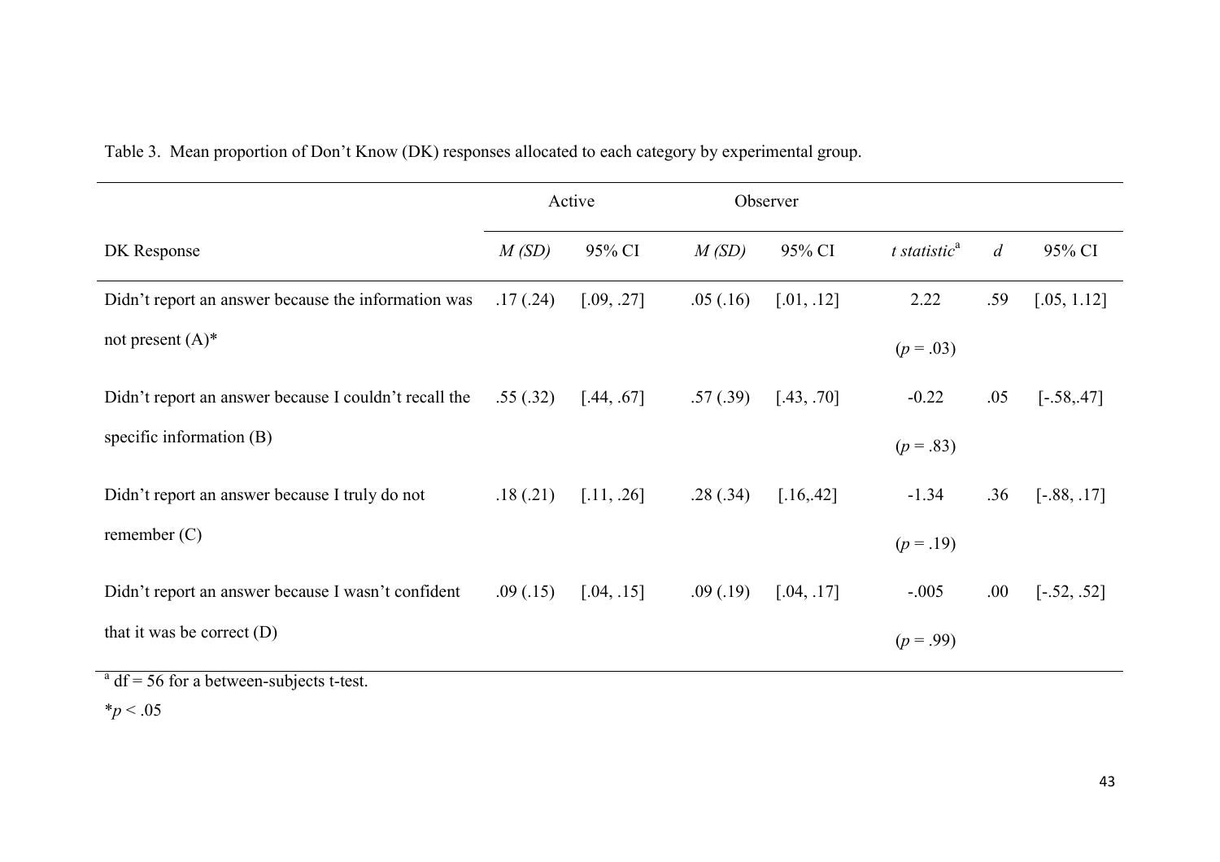Table 3. Mean proportion of Don't Know (DK) responses allocated to each category by experimental group.

| | Active | | Observer | | | | |
|---|---|---|---|---|---|---|---|
| DK Response | *M (SD)* | 95% CI | *M (SD)* | 95% CI | *t statistic*[a] | *d* | 95% CI |
| Didn't report an answer because the information was not present (A)* | .17 (.24) | [.09, .27] | .05 (.16) | [.01, .12] | 2.22 ($p$ = .03) | .59 | [.05, 1.12] |
| Didn't report an answer because I couldn't recall the specific information (B) | .55 (.32) | [.44, .67] | .57 (.39) | [.43, .70] | -0.22 ($p$ = .83) | .05 | [-.58,.47] |
| Didn't report an answer because I truly do not remember (C) | .18 (.21) | [.11, .26] | .28 (.34) | [.16,.42] | -1.34 ($p$ = .19) | .36 | [-.88, .17] |
| Didn't report an answer because I wasn't confident that it was be correct (D) | .09 (.15) | [.04, .15] | .09 (.19) | [.04, .17] | -.005 ($p$ = .99) | .00 | [-.52, .52] |

[a] df = 56 for a between-subjects t-test.

*$p < .05$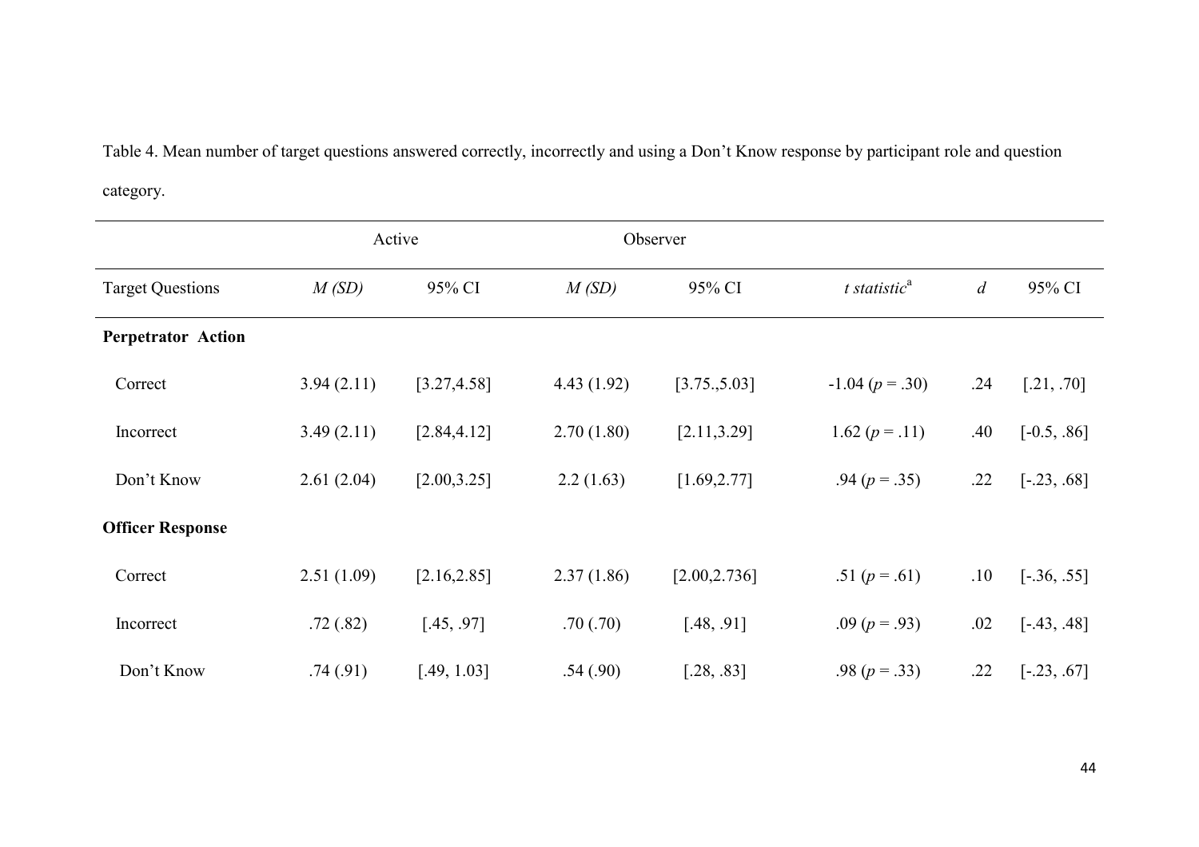Table 4. Mean number of target questions answered correctly, incorrectly and using a Don't Know response by participant role and question category.

| | Active | | Observer | | | | |
|---|---|---|---|---|---|---|---|
| Target Questions | *M (SD)* | 95% CI | *M (SD)* | 95% CI | *t statistic*[a] | *d* | 95% CI |
| **Perpetrator Action** | | | | | | | |
| Correct | 3.94 (2.11) | [3.27,4.58] | 4.43 (1.92) | [3.75.,5.03] | -1.04 (*p* = .30) | .24 | [.21, .70] |
| Incorrect | 3.49 (2.11) | [2.84,4.12] | 2.70 (1.80) | [2.11,3.29] | 1.62 (*p* = .11) | .40 | [-0.5, .86] |
| Don't Know | 2.61 (2.04) | [2.00,3.25] | 2.2 (1.63) | [1.69,2.77] | .94 (*p* = .35) | .22 | [-.23, .68] |
| **Officer Response** | | | | | | | |
| Correct | 2.51 (1.09) | [2.16,2.85] | 2.37 (1.86) | [2.00,2.736] | .51 (*p* = .61) | .10 | [-.36, .55] |
| Incorrect | .72 (.82) | [.45, .97] | .70 (.70) | [.48, .91] | .09 (*p* = .93) | .02 | [-.43, .48] |
| Don't Know | .74 (.91) | [.49, 1.03] | .54 (.90) | [.28, .83] | .98 (*p* = .33) | .22 | [-.23, .67] |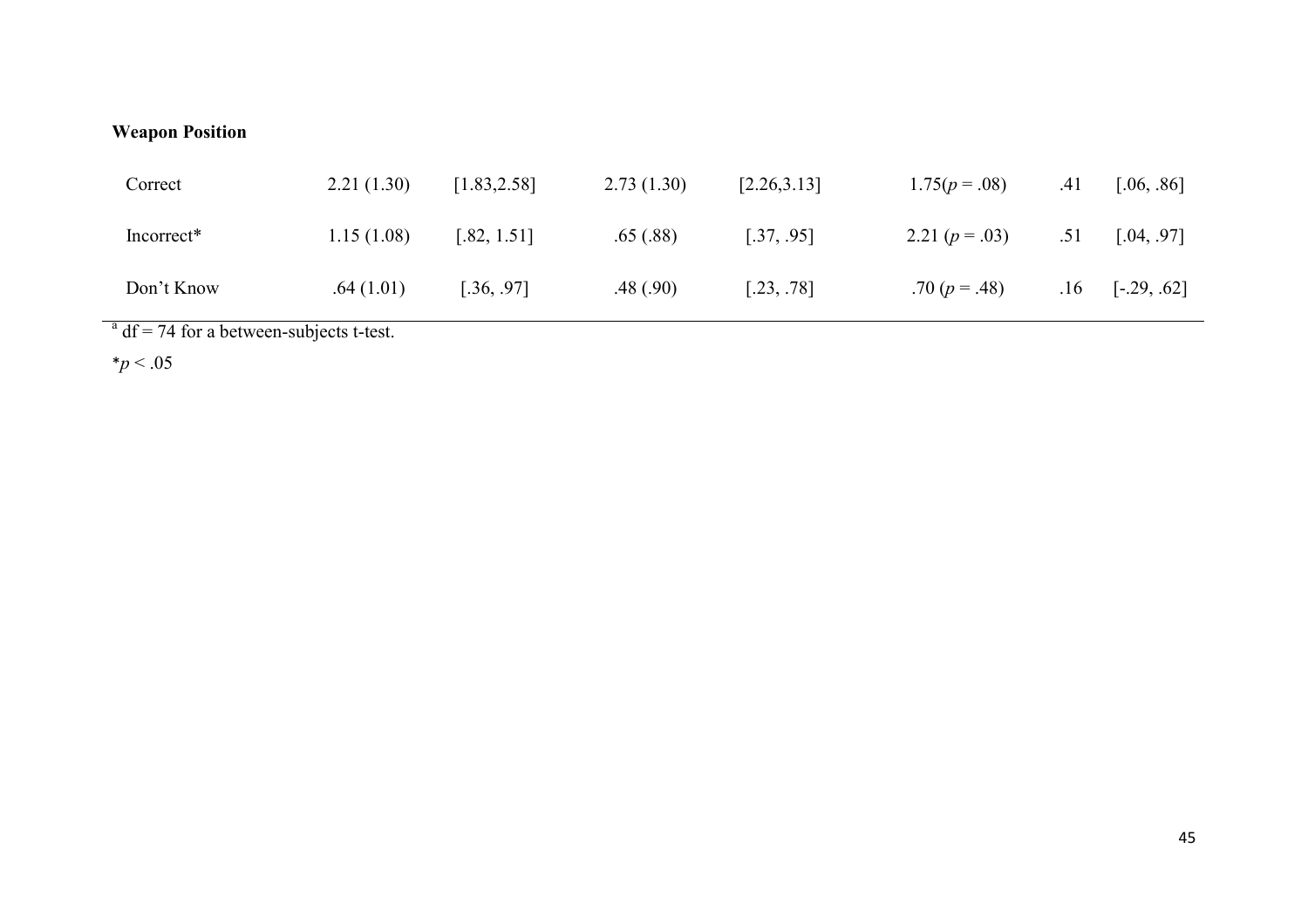**Weapon Position**

| | | | | | | | |
|---|---|---|---|---|---|---|---|
| Correct | 2.21 (1.30) | [1.83,2.58] | 2.73 (1.30) | [2.26,3.13] | 1.75($p$ = .08) | .41 | [.06, .86] |
| Incorrect* | 1.15 (1.08) | [.82, 1.51] | .65 (.88) | [.37, .95] | 2.21 ($p$ = .03) | .51 | [.04, .97] |
| Don't Know | .64 (1.01) | [.36, .97] | .48 (.90) | [.23, .78] | .70 ($p$ = .48) | .16 | [-.29, .62] |

[a] df = 74 for a between-subjects t-test.

*$p < .05$